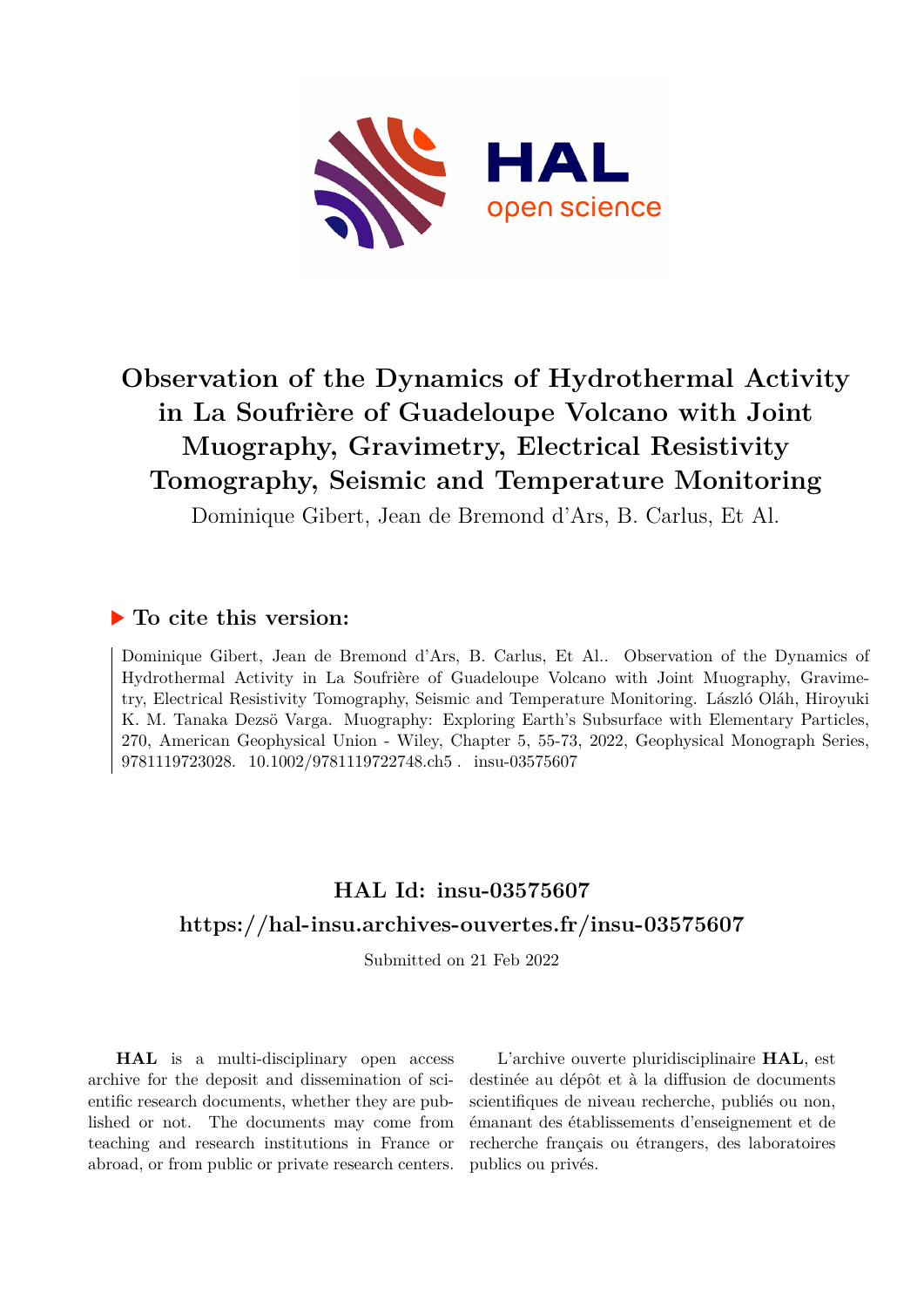# Observation of the Dynamics of Hydrothermal Activity in La Soufrière of Guadeloupe Volcano with Joint Muography, Gravimetry, Electrical Resistivity Tomography, Seismic and Temperature Monitoring

Dominique Gibert, Jean de Bremond d'Ars, B. Carlus, Et Al.

## ▶ To cite this version:

Dominique Gibert, Jean de Bremond d'Ars, B. Carlus, Et Al.. Observation of the Dynamics of Hydrothermal Activity in La Soufrière of Guadeloupe Volcano with Joint Muography, Gravimetry, Electrical Resistivity Tomography, Seismic and Temperature Monitoring. László Oláh, Hiroyuki K. M. Tanaka Dezsö Varga. Muography: Exploring Earth's Subsurface with Elementary Particles, 270, American Geophysical Union - Wiley, Chapter 5, 55-73, 2022, Geophysical Monograph Series, 9781119723028. 10.1002/9781119722748.ch5 . insu-03575607

## HAL Id: insu-03575607

## https://hal-insu.archives-ouvertes.fr/insu-03575607

Submitted on 21 Feb 2022

**HAL** is a multi-disciplinary open access archive for the deposit and dissemination of scientific research documents, whether they are published or not. The documents may come from teaching and research institutions in France or abroad, or from public or private research centers.

L'archive ouverte pluridisciplinaire **HAL**, est destinée au dépôt et à la diffusion de documents scientifiques de niveau recherche, publiés ou non, émanant des établissements d'enseignement et de recherche français ou étrangers, des laboratoires publics ou privés.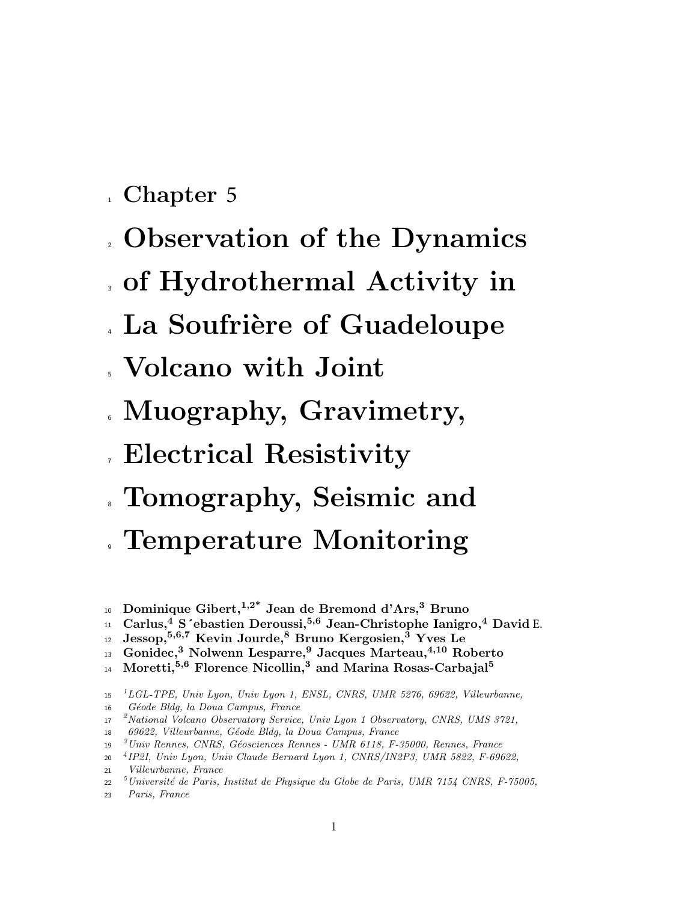Chapter 5

# Observation of the Dynamics of Hydrothermal Activity in La Soufrière of Guadeloupe Volcano with Joint Muography, Gravimetry, Electrical Resistivity Tomography, Seismic and Temperature Monitoring

**Dominique Gibert,[1,2*] Jean de Bremond d'Ars,[3] Bruno Carlus,[4] Sébastien Deroussi,[5,6] Jean-Christophe Ianigro,[4] David E. Jessop,[5,6,7] Kevin Jourde,[8] Bruno Kergosien,[3] Yves Le Gonidec,[3] Nolwenn Lesparre,[9] Jacques Marteau,[4,10] Roberto Moretti,[5,6] Florence Nicollin,[3] and Marina Rosas-Carbajal[5]**

[1] *LGL-TPE, Univ Lyon, Univ Lyon 1, ENSL, CNRS, UMR 5276, 69622, Villeurbanne, Géode Bldg, la Doua Campus, France*

[2] *National Volcano Observatory Service, Univ Lyon 1 Observatory, CNRS, UMS 3721, 69622, Villeurbanne, Géode Bldg, la Doua Campus, France*

[3] *Univ Rennes, CNRS, Géosciences Rennes - UMR 6118, F-35000, Rennes, France*

[4] *IP2I, Univ Lyon, Univ Claude Bernard Lyon 1, CNRS/IN2P3, UMR 5822, F-69622, Villeurbanne, France*

[5] *Université de Paris, Institut de Physique du Globe de Paris, UMR 7154 CNRS, F-75005, Paris, France*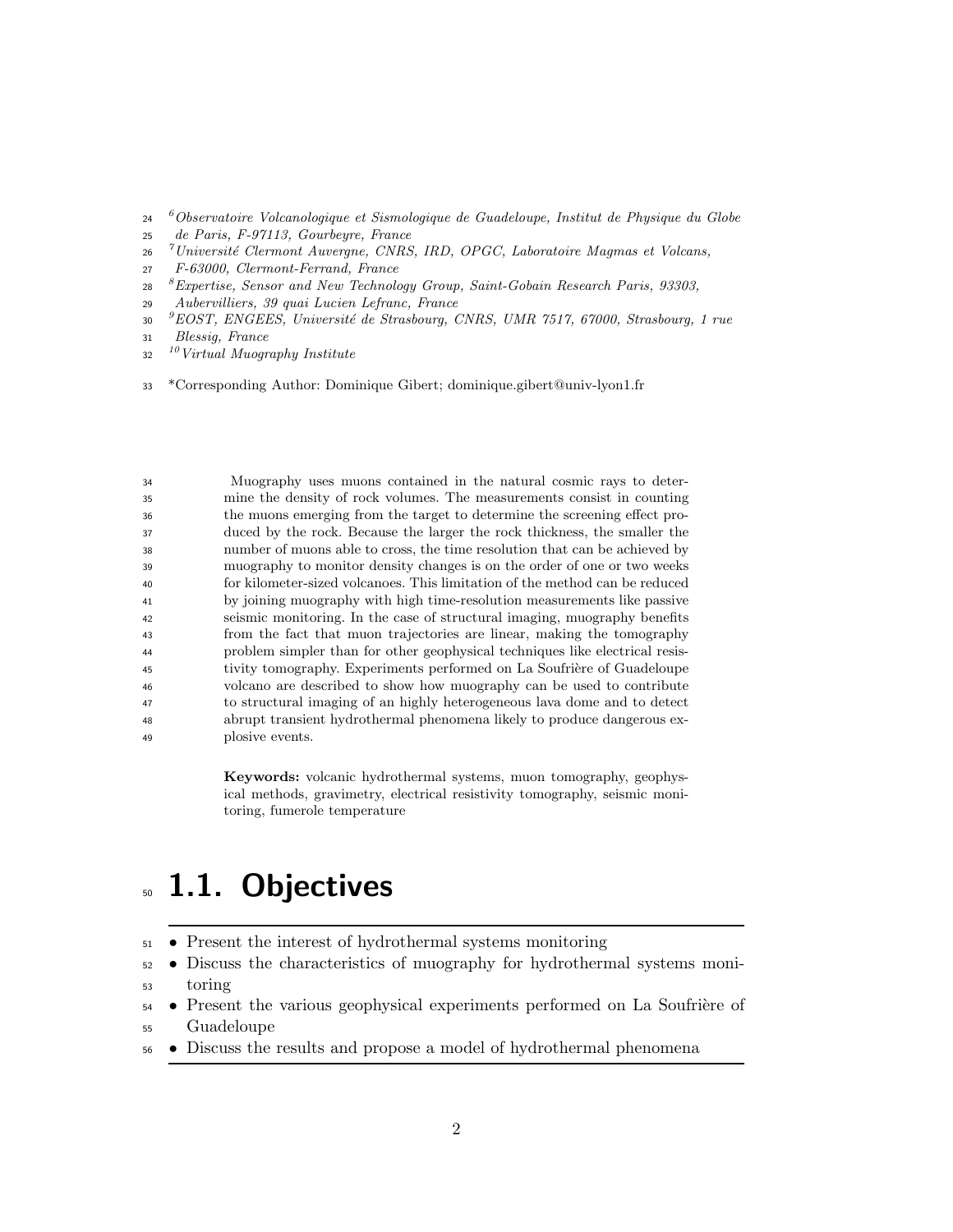[6] *Observatoire Volcanologique et Sismologique de Guadeloupe, Institut de Physique du Globe de Paris, F-97113, Gourbeyre, France*
[7] *Université Clermont Auvergne, CNRS, IRD, OPGC, Laboratoire Magmas et Volcans, F-63000, Clermont-Ferrand, France*
[8] *Expertise, Sensor and New Technology Group, Saint-Gobain Research Paris, 93303, Aubervilliers, 39 quai Lucien Lefranc, France*
[9] *EOST, ENGEES, Université de Strasbourg, CNRS, UMR 7517, 67000, Strasbourg, 1 rue Blessig, France*
[10] *Virtual Muography Institute*

*Corresponding Author: Dominique Gibert; dominique.gibert@univ-lyon1.fr

Muography uses muons contained in the natural cosmic rays to determine the density of rock volumes. The measurements consist in counting the muons emerging from the target to determine the screening effect produced by the rock. Because the larger the rock thickness, the smaller the number of muons able to cross, the time resolution that can be achieved by muography to monitor density changes is on the order of one or two weeks for kilometer-sized volcanoes. This limitation of the method can be reduced by joining muography with high time-resolution measurements like passive seismic monitoring. In the case of structural imaging, muography benefits from the fact that muon trajectories are linear, making the tomography problem simpler than for other geophysical techniques like electrical resistivity tomography. Experiments performed on La Soufrière of Guadeloupe volcano are described to show how muography can be used to contribute to structural imaging of an highly heterogeneous lava dome and to detect abrupt transient hydrothermal phenomena likely to produce dangerous explosive events.

**Keywords:** volcanic hydrothermal systems, muon tomography, geophysical methods, gravimetry, electrical resistivity tomography, seismic monitoring, fumerole temperature

# 1.1. Objectives

- Present the interest of hydrothermal systems monitoring
- Discuss the characteristics of muography for hydrothermal systems monitoring
- Present the various geophysical experiments performed on La Soufrière of Guadeloupe
- Discuss the results and propose a model of hydrothermal phenomena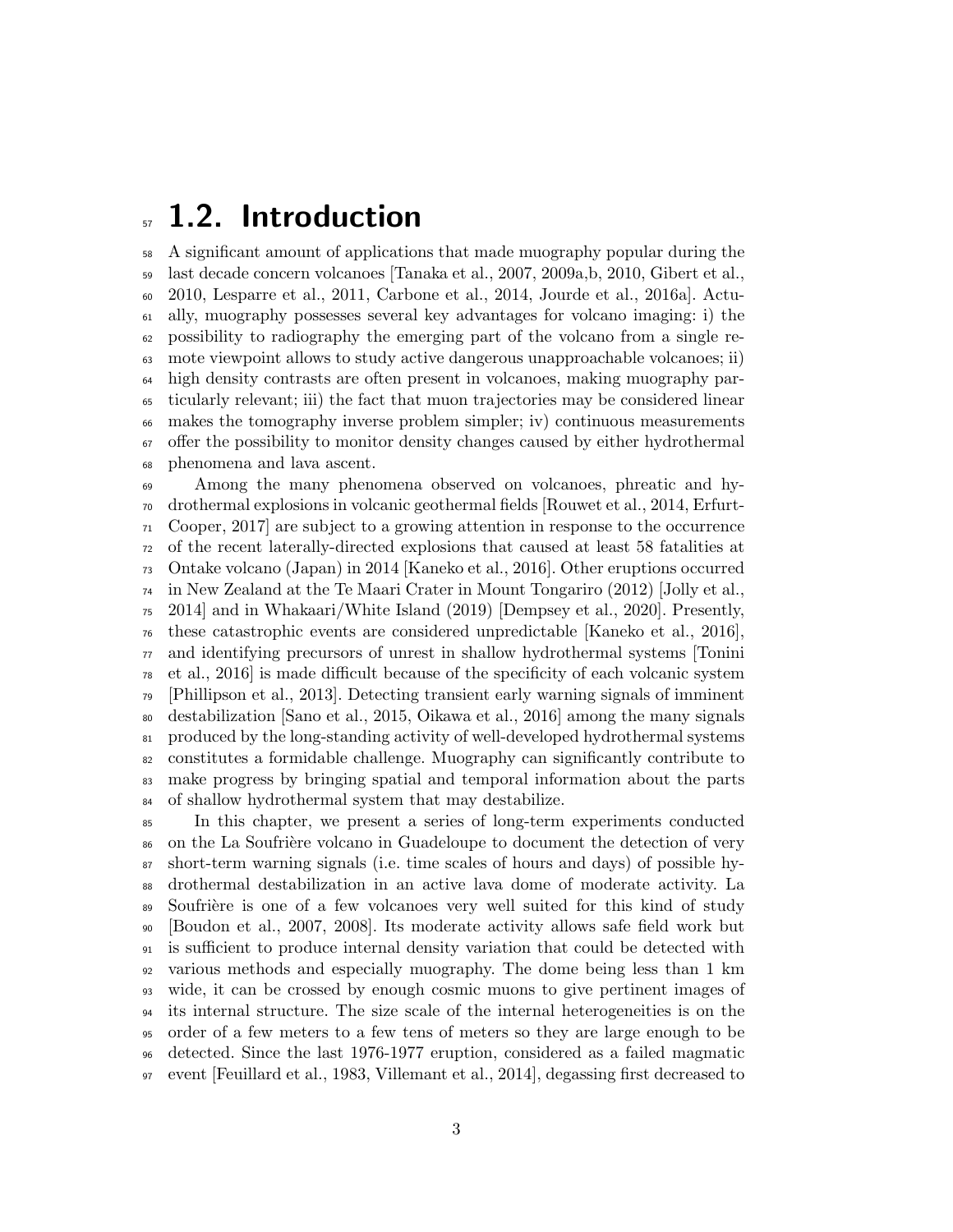## 1.2. Introduction

A significant amount of applications that made muography popular during the last decade concern volcanoes [Tanaka et al., 2007, 2009a,b, 2010, Gibert et al., 2010, Lesparre et al., 2011, Carbone et al., 2014, Jourde et al., 2016a]. Actually, muography possesses several key advantages for volcano imaging: i) the possibility to radiography the emerging part of the volcano from a single remote viewpoint allows to study active dangerous unapproachable volcanoes; ii) high density contrasts are often present in volcanoes, making muography particularly relevant; iii) the fact that muon trajectories may be considered linear makes the tomography inverse problem simpler; iv) continuous measurements offer the possibility to monitor density changes caused by either hydrothermal phenomena and lava ascent.

Among the many phenomena observed on volcanoes, phreatic and hydrothermal explosions in volcanic geothermal fields [Rouwet et al., 2014, Erfurt-Cooper, 2017] are subject to a growing attention in response to the occurrence of the recent laterally-directed explosions that caused at least 58 fatalities at Ontake volcano (Japan) in 2014 [Kaneko et al., 2016]. Other eruptions occurred in New Zealand at the Te Maari Crater in Mount Tongariro (2012) [Jolly et al., 2014] and in Whakaari/White Island (2019) [Dempsey et al., 2020]. Presently, these catastrophic events are considered unpredictable [Kaneko et al., 2016], and identifying precursors of unrest in shallow hydrothermal systems [Tonini et al., 2016] is made difficult because of the specificity of each volcanic system [Phillipson et al., 2013]. Detecting transient early warning signals of imminent destabilization [Sano et al., 2015, Oikawa et al., 2016] among the many signals produced by the long-standing activity of well-developed hydrothermal systems constitutes a formidable challenge. Muography can significantly contribute to make progress by bringing spatial and temporal information about the parts of shallow hydrothermal system that may destabilize.

In this chapter, we present a series of long-term experiments conducted on the La Soufrière volcano in Guadeloupe to document the detection of very short-term warning signals (i.e. time scales of hours and days) of possible hydrothermal destabilization in an active lava dome of moderate activity. La Soufrière is one of a few volcanoes very well suited for this kind of study [Boudon et al., 2007, 2008]. Its moderate activity allows safe field work but is sufficient to produce internal density variation that could be detected with various methods and especially muography. The dome being less than 1 km wide, it can be crossed by enough cosmic muons to give pertinent images of its internal structure. The size scale of the internal heterogeneities is on the order of a few meters to a few tens of meters so they are large enough to be detected. Since the last 1976-1977 eruption, considered as a failed magmatic event [Feuillard et al., 1983, Villemant et al., 2014], degassing first decreased to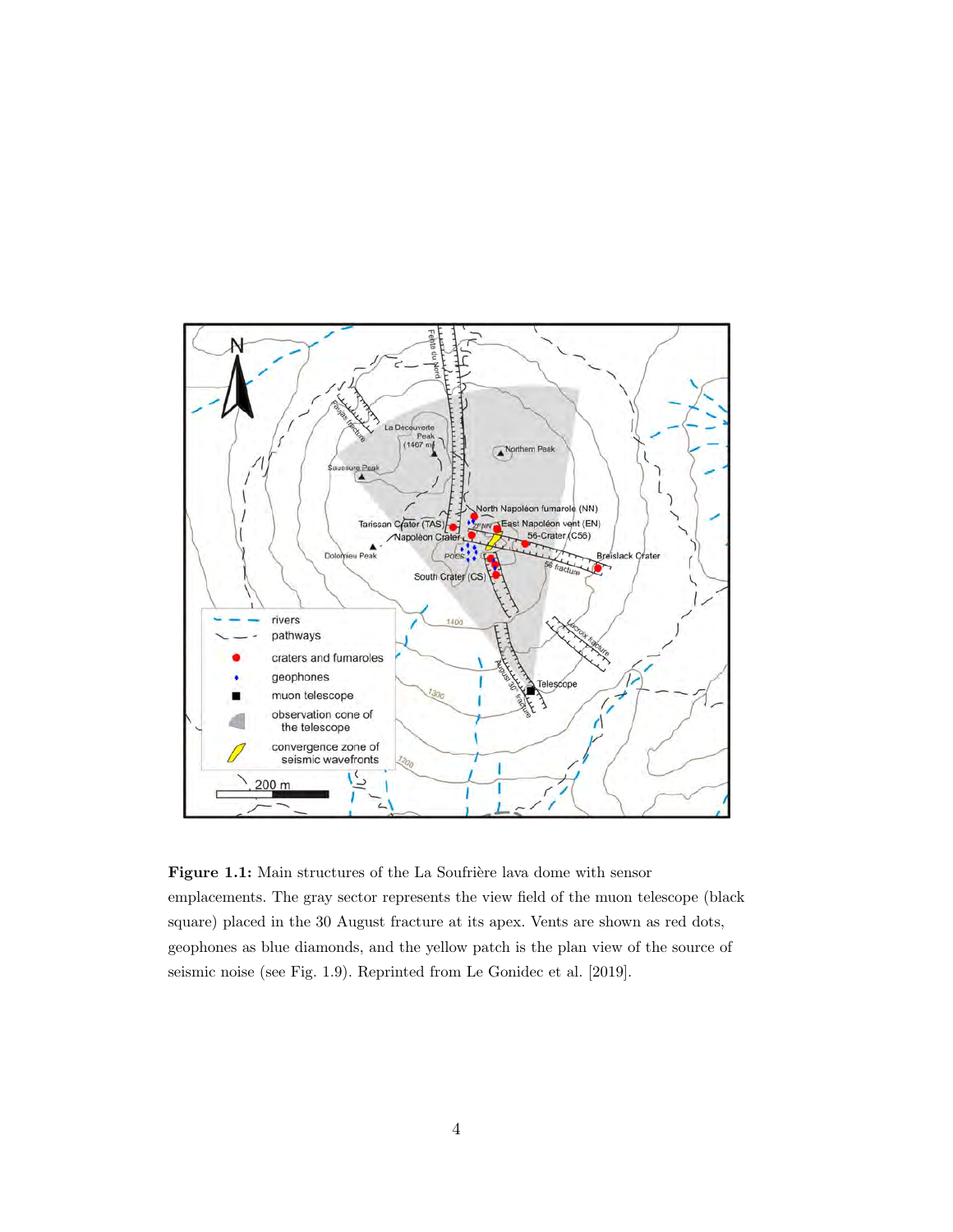**Figure 1.1:** Main structures of the La Soufrière lava dome with sensor emplacements. The gray sector represents the view field of the muon telescope (black square) placed in the 30 August fracture at its apex. Vents are shown as red dots, geophones as blue diamonds, and the yellow patch is the plan view of the source of seismic noise (see Fig. 1.9). Reprinted from Le Gonidec et al. [2019].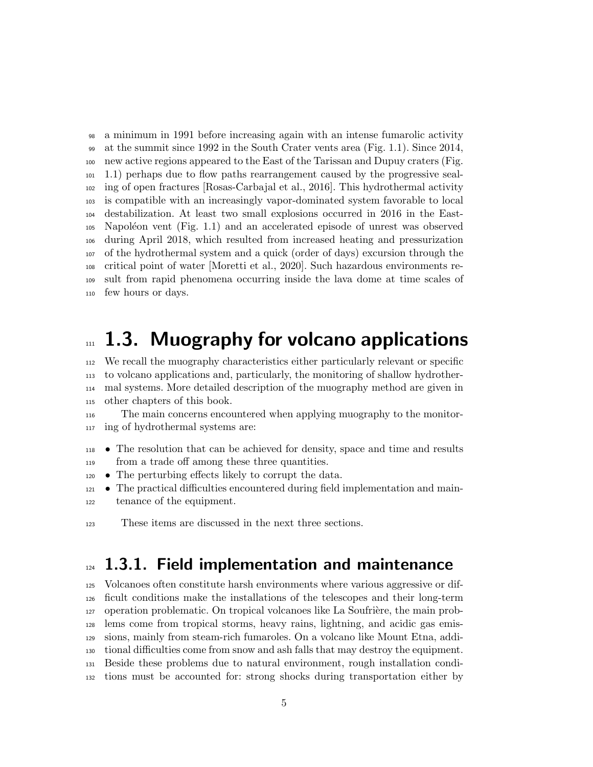a minimum in 1991 before increasing again with an intense fumarolic activity at the summit since 1992 in the South Crater vents area (Fig. 1.1). Since 2014, new active regions appeared to the East of the Tarissan and Dupuy craters (Fig. 1.1) perhaps due to flow paths rearrangement caused by the progressive sealing of open fractures [Rosas-Carbajal et al., 2016]. This hydrothermal activity is compatible with an increasingly vapor-dominated system favorable to local destabilization. At least two small explosions occurred in 2016 in the East-Napoléon vent (Fig. 1.1) and an accelerated episode of unrest was observed during April 2018, which resulted from increased heating and pressurization of the hydrothermal system and a quick (order of days) excursion through the critical point of water [Moretti et al., 2020]. Such hazardous environments result from rapid phenomena occurring inside the lava dome at time scales of few hours or days.

## 1.3. Muography for volcano applications

We recall the muography characteristics either particularly relevant or specific to volcano applications and, particularly, the monitoring of shallow hydrothermal systems. More detailed description of the muography method are given in other chapters of this book.

The main concerns encountered when applying muography to the monitoring of hydrothermal systems are:

- The resolution that can be achieved for density, space and time and results from a trade off among these three quantities.
- The perturbing effects likely to corrupt the data.
- The practical difficulties encountered during field implementation and maintenance of the equipment.

These items are discussed in the next three sections.

### 1.3.1. Field implementation and maintenance

Volcanoes often constitute harsh environments where various aggressive or difficult conditions make the installations of the telescopes and their long-term operation problematic. On tropical volcanoes like La Soufrière, the main problems come from tropical storms, heavy rains, lightning, and acidic gas emissions, mainly from steam-rich fumaroles. On a volcano like Mount Etna, additional difficulties come from snow and ash falls that may destroy the equipment. Beside these problems due to natural environment, rough installation conditions must be accounted for: strong shocks during transportation either by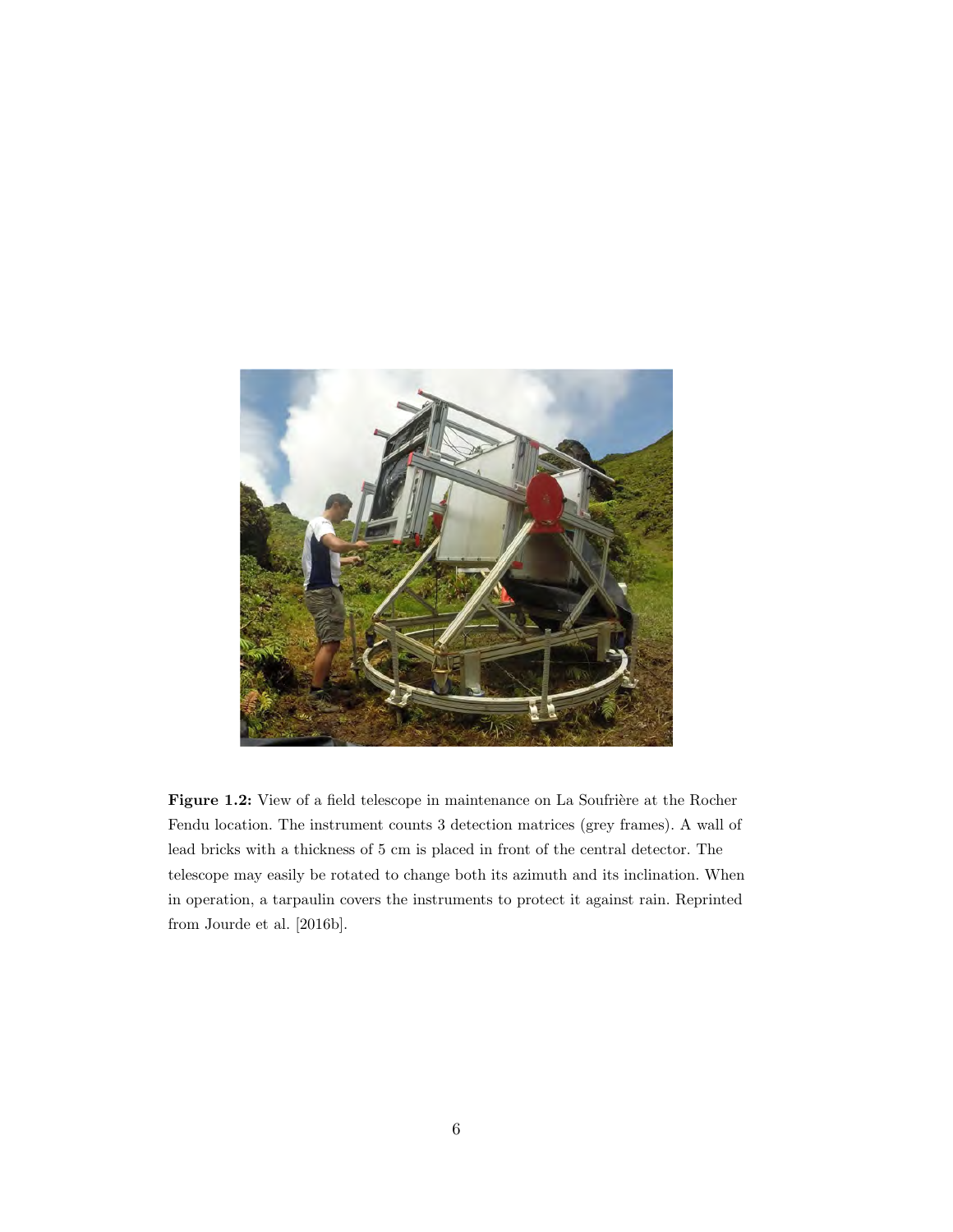**Figure 1.2:** View of a field telescope in maintenance on La Soufrière at the Rocher Fendu location. The instrument counts 3 detection matrices (grey frames). A wall of lead bricks with a thickness of 5 cm is placed in front of the central detector. The telescope may easily be rotated to change both its azimuth and its inclination. When in operation, a tarpaulin covers the instruments to protect it against rain. Reprinted from Jourde et al. [2016b].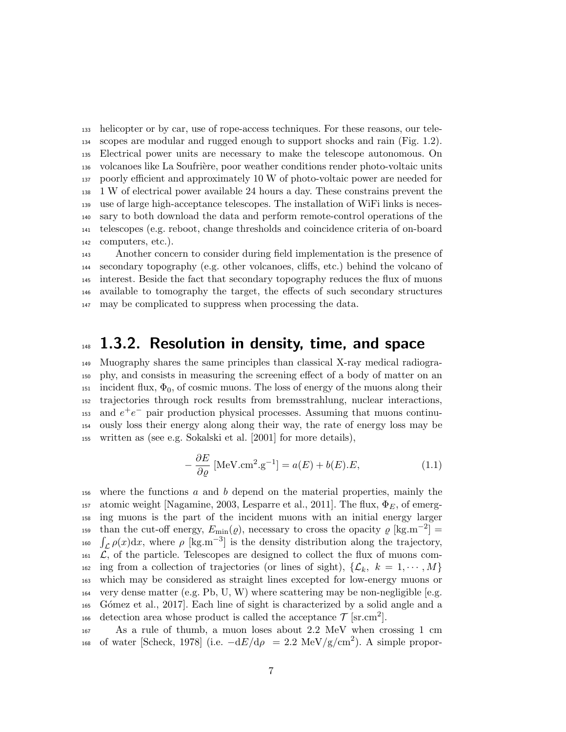helicopter or by car, use of rope-access techniques. For these reasons, our telescopes are modular and rugged enough to support shocks and rain (Fig. 1.2). Electrical power units are necessary to make the telescope autonomous. On volcanoes like La Soufrière, poor weather conditions render photo-voltaic units poorly efficient and approximately 10 W of photo-voltaic power are needed for 1 W of electrical power available 24 hours a day. These constrains prevent the use of large high-acceptance telescopes. The installation of WiFi links is necessary to both download the data and perform remote-control operations of the telescopes (e.g. reboot, change thresholds and coincidence criteria of on-board computers, etc.).

Another concern to consider during field implementation is the presence of secondary topography (e.g. other volcanoes, cliffs, etc.) behind the volcano of interest. Beside the fact that secondary topography reduces the flux of muons available to tomography the target, the effects of such secondary structures may be complicated to suppress when processing the data.

## 1.3.2. Resolution in density, time, and space

Muography shares the same principles than classical X-ray medical radiography, and consists in measuring the screening effect of a body of matter on an incident flux, $\Phi_0$, of cosmic muons. The loss of energy of the muons along their trajectories through rock results from bremsstrahlung, nuclear interactions, and $e^+e^-$ pair production physical processes. Assuming that muons continuously loss their energy along along their way, the rate of energy loss may be written as (see e.g. Sokalski et al. [2001] for more details),

$$-\frac{\partial E}{\partial \varrho}\ [\mathrm{MeV.cm^2.g^{-1}}] = a(E) + b(E).E, \tag{1.1}$$

where the functions $a$ and $b$ depend on the material properties, mainly the atomic weight [Nagamine, 2003, Lesparre et al., 2011]. The flux, $\Phi_E$, of emerging muons is the part of the incident muons with an initial energy larger than the cut-off energy, $E_{\min}(\varrho)$, necessary to cross the opacity $\varrho$ [kg.m$^{-2}$] $= \int_{\mathcal{L}} \rho(x)\mathrm{d}x$, where $\rho$ [kg.m$^{-3}$] is the density distribution along the trajectory, $\mathcal{L}$, of the particle. Telescopes are designed to collect the flux of muons coming from a collection of trajectories (or lines of sight), $\{\mathcal{L}_k,\ k = 1, \cdots, M\}$ which may be considered as straight lines excepted for low-energy muons or very dense matter (e.g. Pb, U, W) where scattering may be non-negligible [e.g. Gómez et al., 2017]. Each line of sight is characterized by a solid angle and a detection area whose product is called the acceptance $\mathcal{T}$ [sr.cm$^2$].

As a rule of thumb, a muon loses about 2.2 MeV when crossing 1 cm of water [Scheck, 1978] (i.e. $-\mathrm{d}E/\mathrm{d}\rho\ = 2.2$ MeV/g/cm$^2$). A simple propor-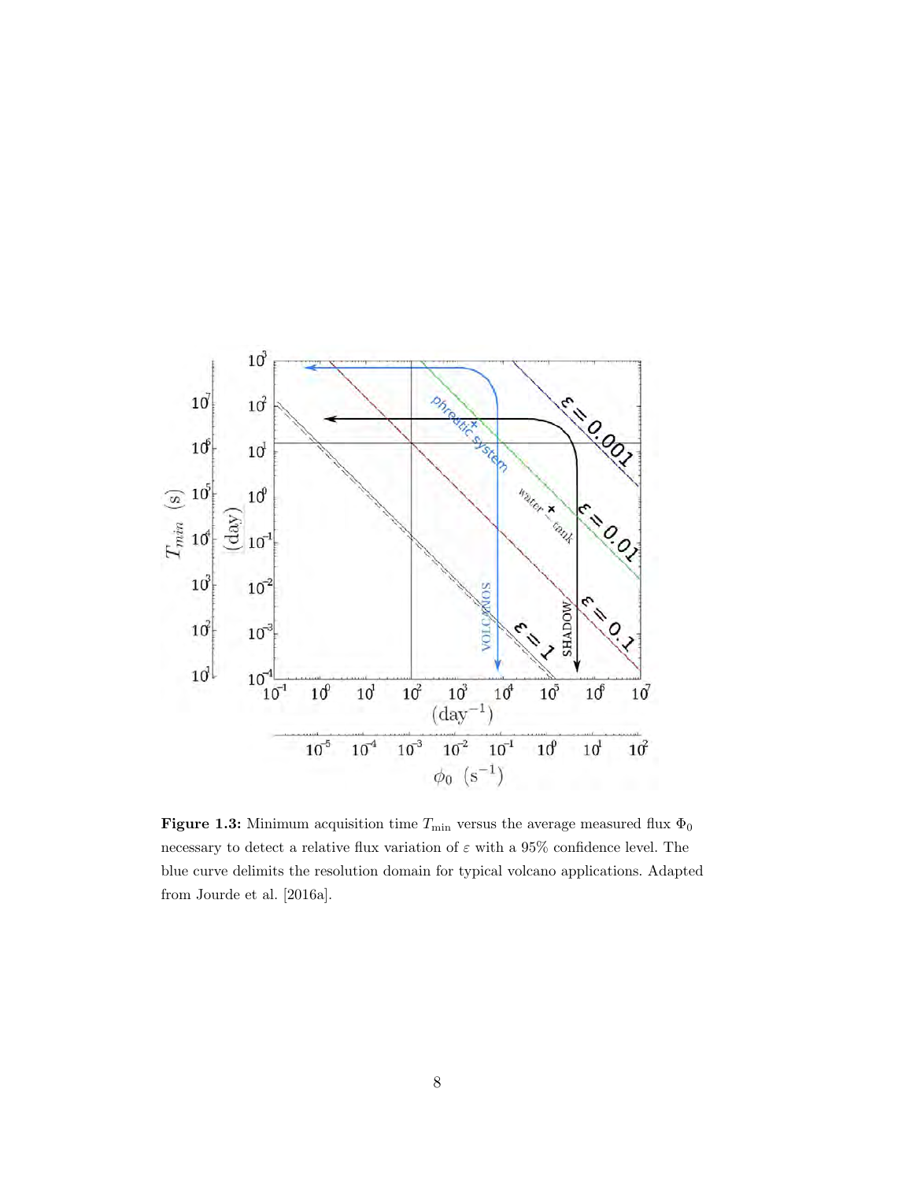**Figure 1.3:** Minimum acquisition time $T_{\min}$ versus the average measured flux $\Phi_0$ necessary to detect a relative flux variation of $\varepsilon$ with a 95% confidence level. The blue curve delimits the resolution domain for typical volcano applications. Adapted from Jourde et al. [2016a].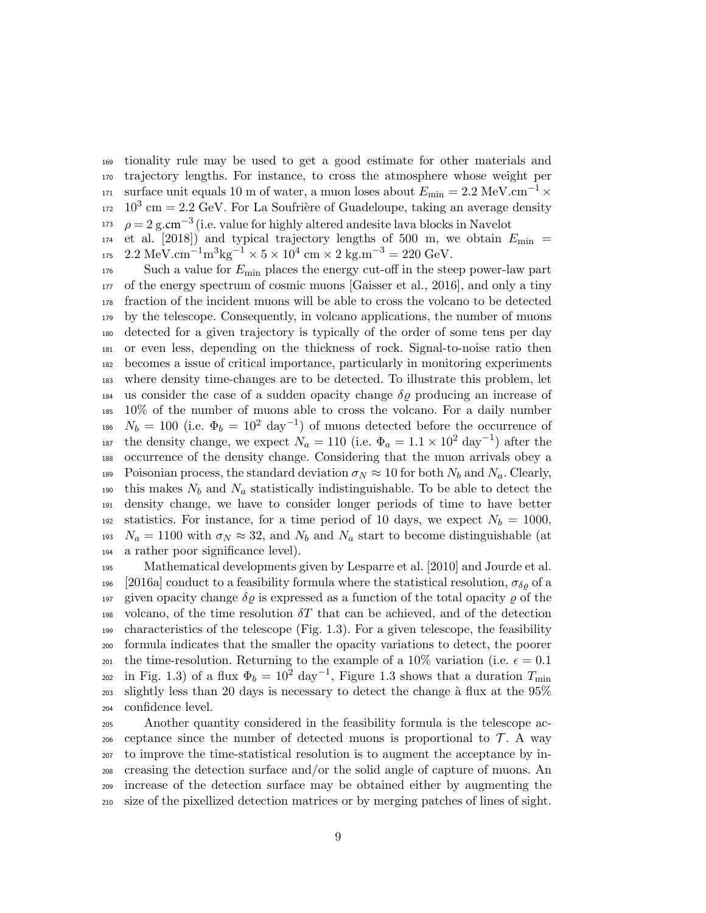tionality rule may be used to get a good estimate for other materials and trajectory lengths. For instance, to cross the atmosphere whose weight per surface unit equals 10 m of water, a muon loses about $E_{\min} = 2.2$ MeV.cm$^{-1} \times 10^3$ cm $= 2.2$ GeV. For La Soufrière of Guadeloupe, taking an average density $\rho = 2$ g.cm$^{-3}$ (i.e. value for highly altered andesite lava blocks in Navelot et al. [2018]) and typical trajectory lengths of 500 m, we obtain $E_{\min} = 2.2$ MeV.cm$^{-1}$m$^3$kg$^{-1} \times 5 \times 10^4$ cm $\times$ 2 kg.m$^{-3}$ = 220 GeV.

Such a value for $E_{\min}$ places the energy cut-off in the steep power-law part of the energy spectrum of cosmic muons [Gaisser et al., 2016], and only a tiny fraction of the incident muons will be able to cross the volcano to be detected by the telescope. Consequently, in volcano applications, the number of muons detected for a given trajectory is typically of the order of some tens per day or even less, depending on the thickness of rock. Signal-to-noise ratio then becomes a issue of critical importance, particularly in monitoring experiments where density time-changes are to be detected. To illustrate this problem, let us consider the case of a sudden opacity change $\delta\varrho$ producing an increase of 10% of the number of muons able to cross the volcano. For a daily number $N_b = 100$ (i.e. $\Phi_b = 10^2$ day$^{-1}$) of muons detected before the occurrence of the density change, we expect $N_a = 110$ (i.e. $\Phi_a = 1.1 \times 10^2$ day$^{-1}$) after the occurrence of the density change. Considering that the muon arrivals obey a Poisonian process, the standard deviation $\sigma_N \approx 10$ for both $N_b$ and $N_a$. Clearly, this makes $N_b$ and $N_a$ statistically indistinguishable. To be able to detect the density change, we have to consider longer periods of time to have better statistics. For instance, for a time period of 10 days, we expect $N_b = 1000$, $N_a = 1100$ with $\sigma_N \approx 32$, and $N_b$ and $N_a$ start to become distinguishable (at a rather poor significance level).

Mathematical developments given by Lesparre et al. [2010] and Jourde et al. [2016a] conduct to a feasibility formula where the statistical resolution, $\sigma_{\delta\varrho}$ of a given opacity change $\delta\varrho$ is expressed as a function of the total opacity $\varrho$ of the volcano, of the time resolution $\delta T$ that can be achieved, and of the detection characteristics of the telescope (Fig. 1.3). For a given telescope, the feasibility formula indicates that the smaller the opacity variations to detect, the poorer the time-resolution. Returning to the example of a 10% variation (i.e. $\epsilon = 0.1$ in Fig. 1.3) of a flux $\Phi_b = 10^2$ day$^{-1}$, Figure 1.3 shows that a duration $T_{\min}$ slightly less than 20 days is necessary to detect the change à flux at the 95% confidence level.

Another quantity considered in the feasibility formula is the telescope acceptance since the number of detected muons is proportional to $\mathcal{T}$. A way to improve the time-statistical resolution is to augment the acceptance by increasing the detection surface and/or the solid angle of capture of muons. An increase of the detection surface may be obtained either by augmenting the size of the pixellized detection matrices or by merging patches of lines of sight.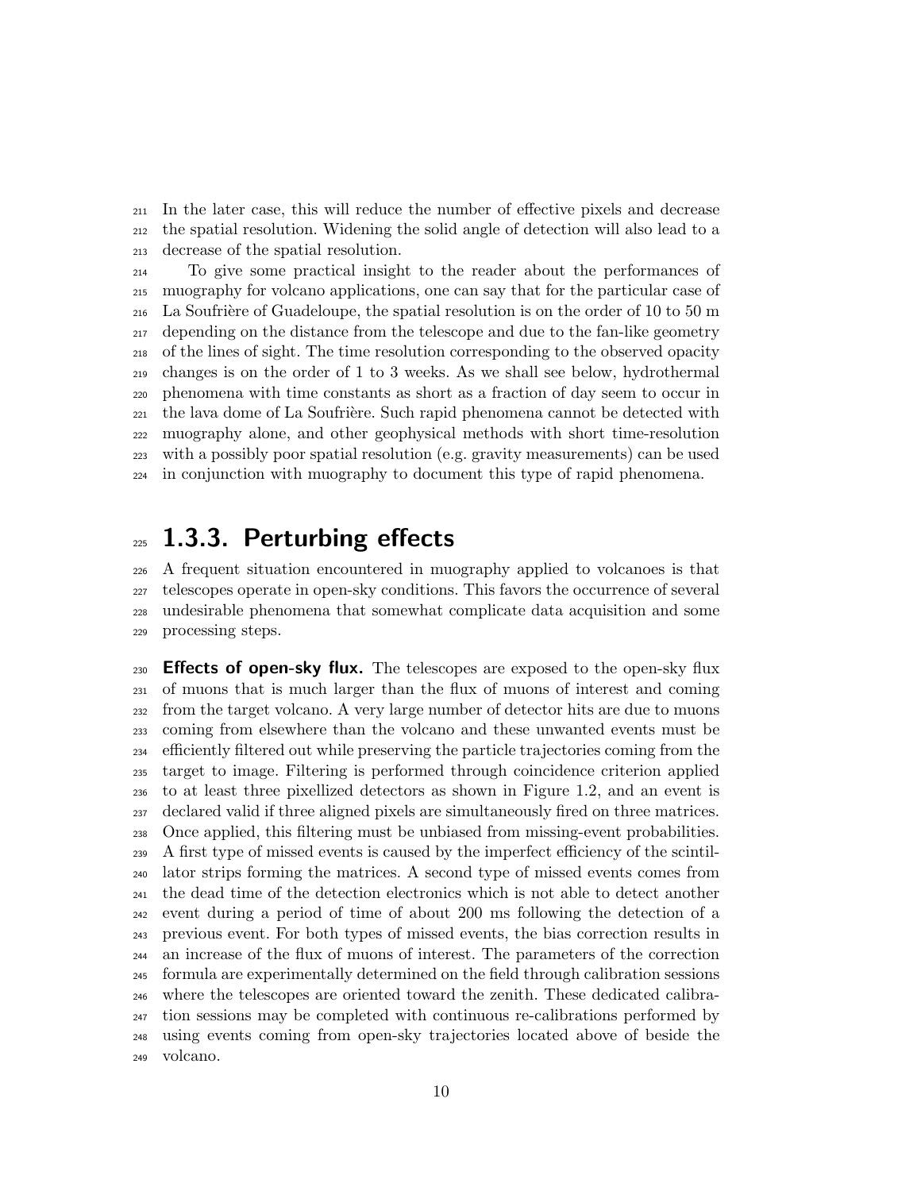In the later case, this will reduce the number of effective pixels and decrease the spatial resolution. Widening the solid angle of detection will also lead to a decrease of the spatial resolution.

To give some practical insight to the reader about the performances of muography for volcano applications, one can say that for the particular case of La Soufrière of Guadeloupe, the spatial resolution is on the order of 10 to 50 m depending on the distance from the telescope and due to the fan-like geometry of the lines of sight. The time resolution corresponding to the observed opacity changes is on the order of 1 to 3 weeks. As we shall see below, hydrothermal phenomena with time constants as short as a fraction of day seem to occur in the lava dome of La Soufrière. Such rapid phenomena cannot be detected with muography alone, and other geophysical methods with short time-resolution with a possibly poor spatial resolution (e.g. gravity measurements) can be used in conjunction with muography to document this type of rapid phenomena.

### 1.3.3. Perturbing effects

A frequent situation encountered in muography applied to volcanoes is that telescopes operate in open-sky conditions. This favors the occurrence of several undesirable phenomena that somewhat complicate data acquisition and some processing steps.

**Effects of open-sky flux.** The telescopes are exposed to the open-sky flux of muons that is much larger than the flux of muons of interest and coming from the target volcano. A very large number of detector hits are due to muons coming from elsewhere than the volcano and these unwanted events must be efficiently filtered out while preserving the particle trajectories coming from the target to image. Filtering is performed through coincidence criterion applied to at least three pixellized detectors as shown in Figure 1.2, and an event is declared valid if three aligned pixels are simultaneously fired on three matrices. Once applied, this filtering must be unbiased from missing-event probabilities. A first type of missed events is caused by the imperfect efficiency of the scintillator strips forming the matrices. A second type of missed events comes from the dead time of the detection electronics which is not able to detect another event during a period of time of about 200 ms following the detection of a previous event. For both types of missed events, the bias correction results in an increase of the flux of muons of interest. The parameters of the correction formula are experimentally determined on the field through calibration sessions where the telescopes are oriented toward the zenith. These dedicated calibration sessions may be completed with continuous re-calibrations performed by using events coming from open-sky trajectories located above of beside the volcano.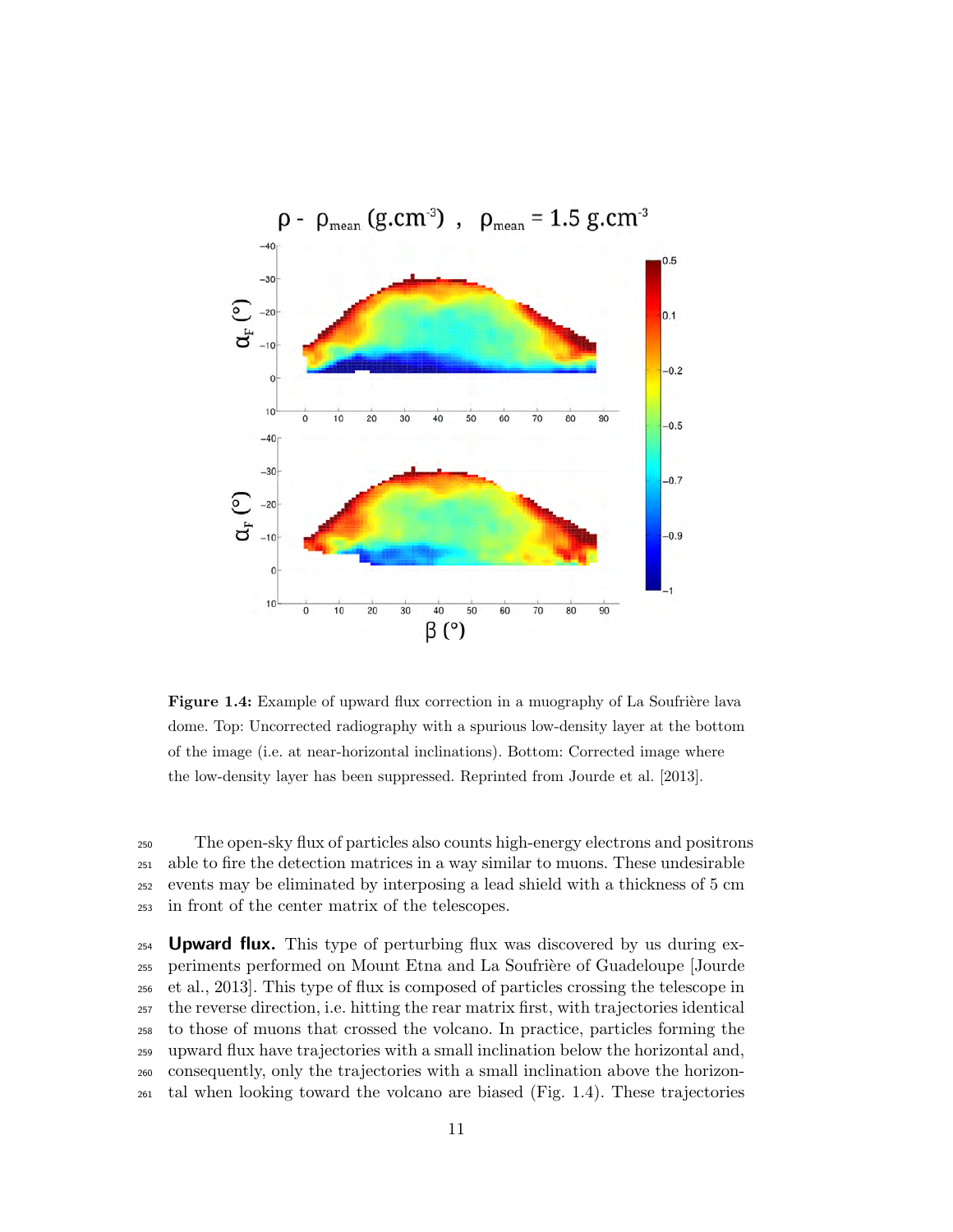**Figure 1.4:** Example of upward flux correction in a muography of La Soufrière lava dome. Top: Uncorrected radiography with a spurious low-density layer at the bottom of the image (i.e. at near-horizontal inclinations). Bottom: Corrected image where the low-density layer has been suppressed. Reprinted from Jourde et al. [2013].

The open-sky flux of particles also counts high-energy electrons and positrons able to fire the detection matrices in a way similar to muons. These undesirable events may be eliminated by interposing a lead shield with a thickness of 5 cm in front of the center matrix of the telescopes.

**Upward flux.** This type of perturbing flux was discovered by us during experiments performed on Mount Etna and La Soufrière of Guadeloupe [Jourde et al., 2013]. This type of flux is composed of particles crossing the telescope in the reverse direction, i.e. hitting the rear matrix first, with trajectories identical to those of muons that crossed the volcano. In practice, particles forming the upward flux have trajectories with a small inclination below the horizontal and, consequently, only the trajectories with a small inclination above the horizontal when looking toward the volcano are biased (Fig. 1.4). These trajectories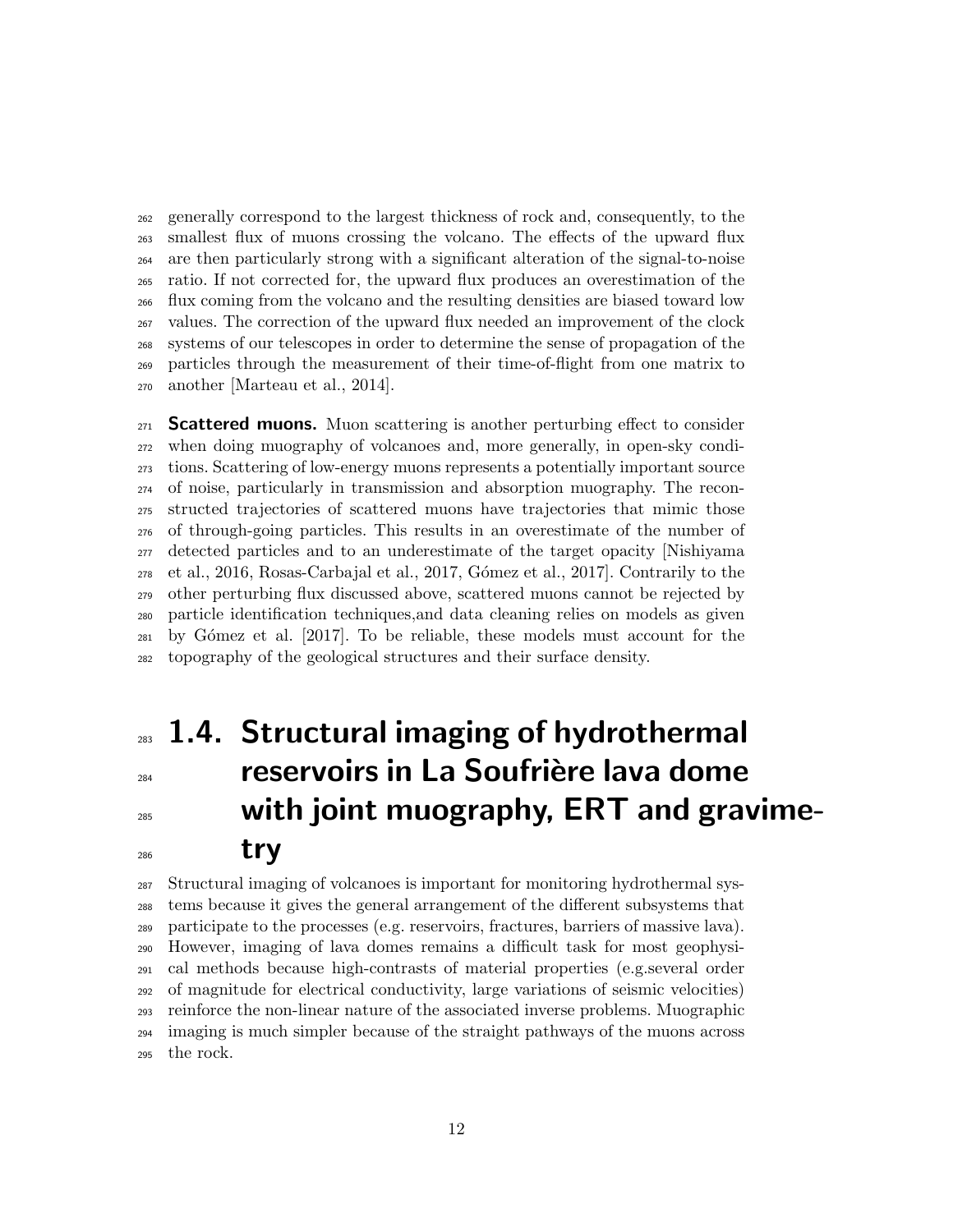generally correspond to the largest thickness of rock and, consequently, to the smallest flux of muons crossing the volcano. The effects of the upward flux are then particularly strong with a significant alteration of the signal-to-noise ratio. If not corrected for, the upward flux produces an overestimation of the flux coming from the volcano and the resulting densities are biased toward low values. The correction of the upward flux needed an improvement of the clock systems of our telescopes in order to determine the sense of propagation of the particles through the measurement of their time-of-flight from one matrix to another [Marteau et al., 2014].

**Scattered muons.** Muon scattering is another perturbing effect to consider when doing muography of volcanoes and, more generally, in open-sky conditions. Scattering of low-energy muons represents a potentially important source of noise, particularly in transmission and absorption muography. The reconstructed trajectories of scattered muons have trajectories that mimic those of through-going particles. This results in an overestimate of the number of detected particles and to an underestimate of the target opacity [Nishiyama et al., 2016, Rosas-Carbajal et al., 2017, Gómez et al., 2017]. Contrarily to the other perturbing flux discussed above, scattered muons cannot be rejected by particle identification techniques,and data cleaning relies on models as given by Gómez et al. [2017]. To be reliable, these models must account for the topography of the geological structures and their surface density.

## 1.4. Structural imaging of hydrothermal reservoirs in La Soufrière lava dome with joint muography, ERT and gravimetry

Structural imaging of volcanoes is important for monitoring hydrothermal systems because it gives the general arrangement of the different subsystems that participate to the processes (e.g. reservoirs, fractures, barriers of massive lava). However, imaging of lava domes remains a difficult task for most geophysical methods because high-contrasts of material properties (e.g.several order of magnitude for electrical conductivity, large variations of seismic velocities) reinforce the non-linear nature of the associated inverse problems. Muographic imaging is much simpler because of the straight pathways of the muons across the rock.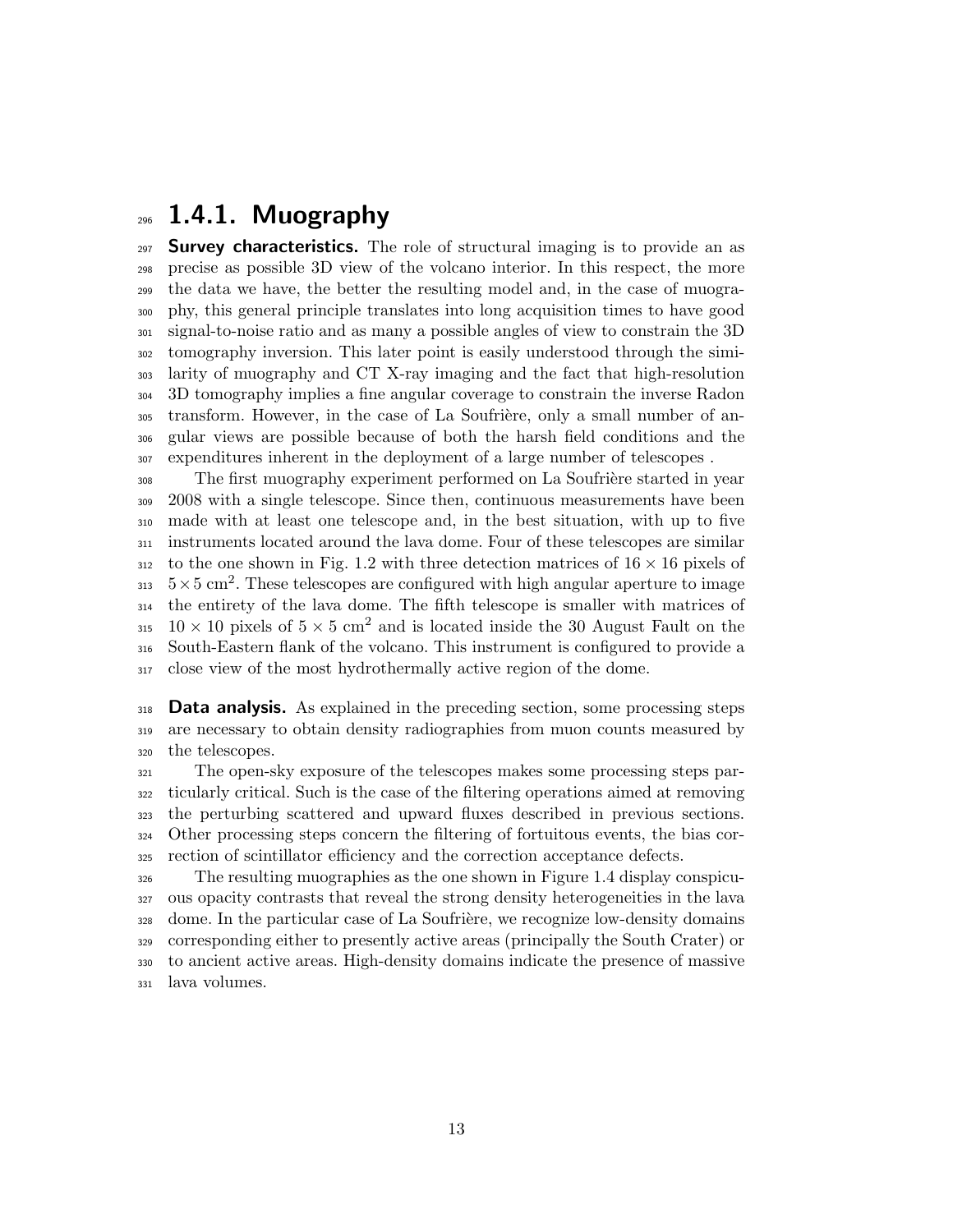### 1.4.1. Muography

**Survey characteristics.** The role of structural imaging is to provide an as precise as possible 3D view of the volcano interior. In this respect, the more the data we have, the better the resulting model and, in the case of muography, this general principle translates into long acquisition times to have good signal-to-noise ratio and as many a possible angles of view to constrain the 3D tomography inversion. This later point is easily understood through the similarity of muography and CT X-ray imaging and the fact that high-resolution 3D tomography implies a fine angular coverage to constrain the inverse Radon transform. However, in the case of La Soufrière, only a small number of angular views are possible because of both the harsh field conditions and the expenditures inherent in the deployment of a large number of telescopes .

The first muography experiment performed on La Soufrière started in year 2008 with a single telescope. Since then, continuous measurements have been made with at least one telescope and, in the best situation, with up to five instruments located around the lava dome. Four of these telescopes are similar to the one shown in Fig. 1.2 with three detection matrices of $16 \times 16$ pixels of $5 \times 5$ cm$^2$. These telescopes are configured with high angular aperture to image the entirety of the lava dome. The fifth telescope is smaller with matrices of $10 \times 10$ pixels of $5 \times 5$ cm$^2$ and is located inside the 30 August Fault on the South-Eastern flank of the volcano. This instrument is configured to provide a close view of the most hydrothermally active region of the dome.

**Data analysis.** As explained in the preceding section, some processing steps are necessary to obtain density radiographies from muon counts measured by the telescopes.

The open-sky exposure of the telescopes makes some processing steps particularly critical. Such is the case of the filtering operations aimed at removing the perturbing scattered and upward fluxes described in previous sections. Other processing steps concern the filtering of fortuitous events, the bias correction of scintillator efficiency and the correction acceptance defects.

The resulting muographies as the one shown in Figure 1.4 display conspicuous opacity contrasts that reveal the strong density heterogeneities in the lava dome. In the particular case of La Soufrière, we recognize low-density domains corresponding either to presently active areas (principally the South Crater) or to ancient active areas. High-density domains indicate the presence of massive lava volumes.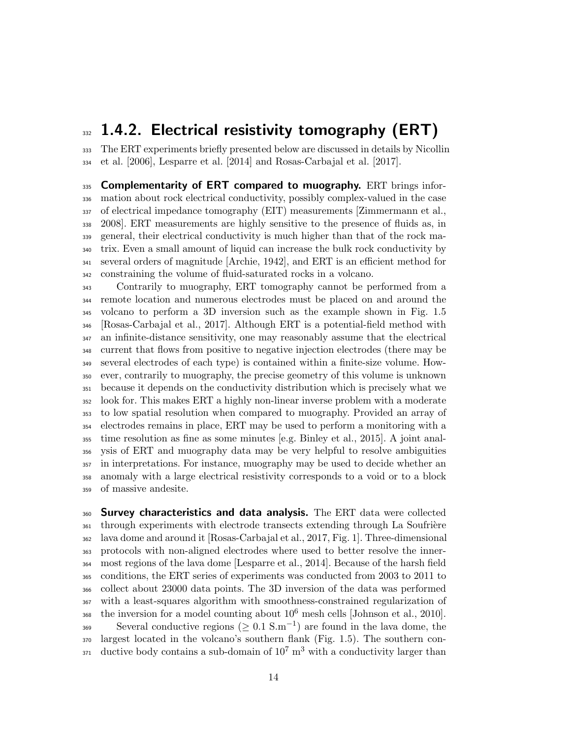## 1.4.2. Electrical resistivity tomography (ERT)

The ERT experiments briefly presented below are discussed in details by Nicollin et al. [2006], Lesparre et al. [2014] and Rosas-Carbajal et al. [2017].

**Complementarity of ERT compared to muography.** ERT brings information about rock electrical conductivity, possibly complex-valued in the case of electrical impedance tomography (EIT) measurements [Zimmermann et al., 2008]. ERT measurements are highly sensitive to the presence of fluids as, in general, their electrical conductivity is much higher than that of the rock matrix. Even a small amount of liquid can increase the bulk rock conductivity by several orders of magnitude [Archie, 1942], and ERT is an efficient method for constraining the volume of fluid-saturated rocks in a volcano.

Contrarily to muography, ERT tomography cannot be performed from a remote location and numerous electrodes must be placed on and around the volcano to perform a 3D inversion such as the example shown in Fig. 1.5 [Rosas-Carbajal et al., 2017]. Although ERT is a potential-field method with an infinite-distance sensitivity, one may reasonably assume that the electrical current that flows from positive to negative injection electrodes (there may be several electrodes of each type) is contained within a finite-size volume. However, contrarily to muography, the precise geometry of this volume is unknown because it depends on the conductivity distribution which is precisely what we look for. This makes ERT a highly non-linear inverse problem with a moderate to low spatial resolution when compared to muography. Provided an array of electrodes remains in place, ERT may be used to perform a monitoring with a time resolution as fine as some minutes [e.g. Binley et al., 2015]. A joint analysis of ERT and muography data may be very helpful to resolve ambiguities in interpretations. For instance, muography may be used to decide whether an anomaly with a large electrical resistivity corresponds to a void or to a block of massive andesite.

**Survey characteristics and data analysis.** The ERT data were collected through experiments with electrode transects extending through La Soufrière lava dome and around it [Rosas-Carbajal et al., 2017, Fig. 1]. Three-dimensional protocols with non-aligned electrodes where used to better resolve the innermost regions of the lava dome [Lesparre et al., 2014]. Because of the harsh field conditions, the ERT series of experiments was conducted from 2003 to 2011 to collect about 23000 data points. The 3D inversion of the data was performed with a least-squares algorithm with smoothness-constrained regularization of the inversion for a model counting about $10^6$ mesh cells [Johnson et al., 2010].

Several conductive regions ($\geq 0.1$ S.m$^{-1}$) are found in the lava dome, the largest located in the volcano's southern flank (Fig. 1.5). The southern conductive body contains a sub-domain of $10^7$ m$^3$ with a conductivity larger than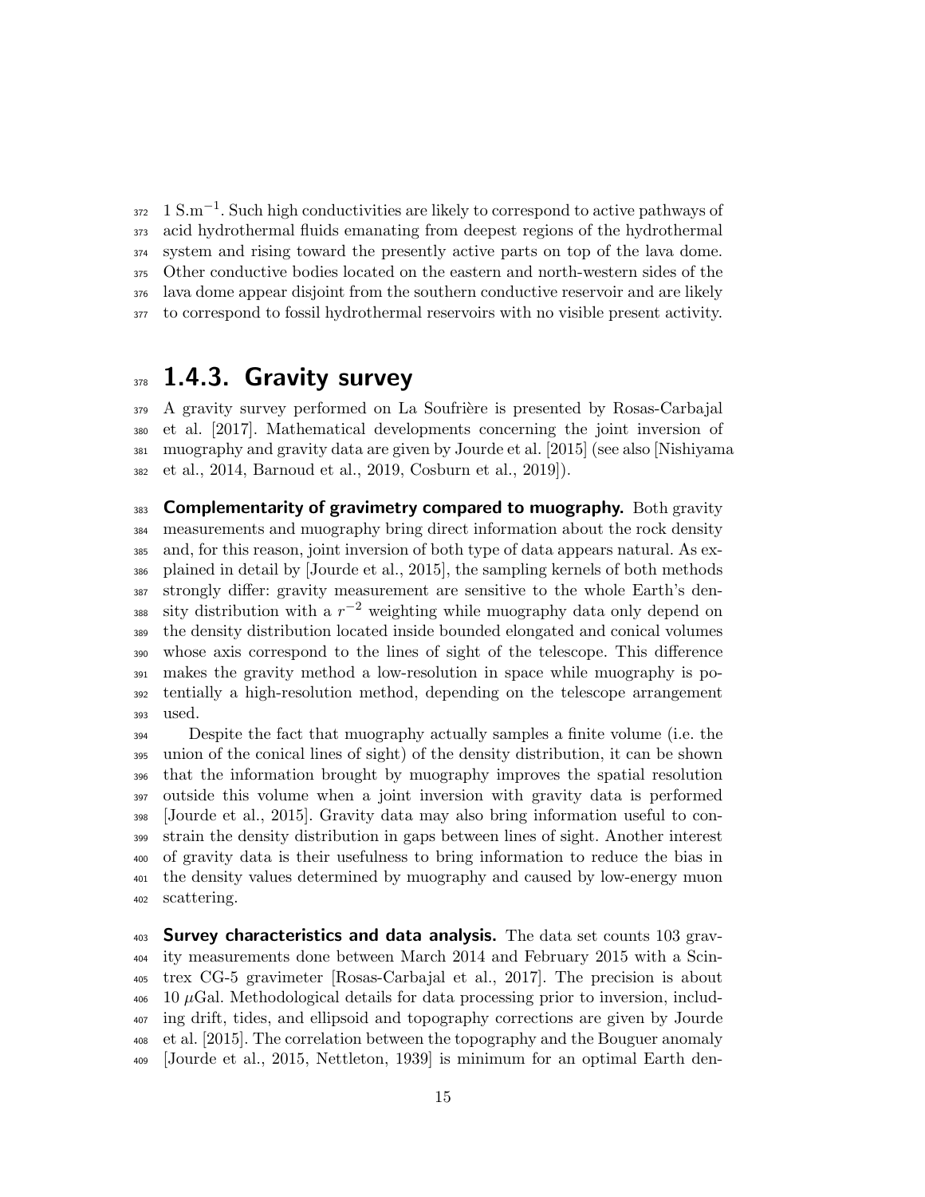1 S.m$^{-1}$. Such high conductivities are likely to correspond to active pathways of acid hydrothermal fluids emanating from deepest regions of the hydrothermal system and rising toward the presently active parts on top of the lava dome. Other conductive bodies located on the eastern and north-western sides of the lava dome appear disjoint from the southern conductive reservoir and are likely to correspond to fossil hydrothermal reservoirs with no visible present activity.

### 1.4.3. Gravity survey

A gravity survey performed on La Soufrière is presented by Rosas-Carbajal et al. [2017]. Mathematical developments concerning the joint inversion of muography and gravity data are given by Jourde et al. [2015] (see also [Nishiyama et al., 2014, Barnoud et al., 2019, Cosburn et al., 2019]).

**Complementarity of gravimetry compared to muography.** Both gravity measurements and muography bring direct information about the rock density and, for this reason, joint inversion of both type of data appears natural. As explained in detail by [Jourde et al., 2015], the sampling kernels of both methods strongly differ: gravity measurement are sensitive to the whole Earth's density distribution with a $r^{-2}$ weighting while muography data only depend on the density distribution located inside bounded elongated and conical volumes whose axis correspond to the lines of sight of the telescope. This difference makes the gravity method a low-resolution in space while muography is potentially a high-resolution method, depending on the telescope arrangement used.

Despite the fact that muography actually samples a finite volume (i.e. the union of the conical lines of sight) of the density distribution, it can be shown that the information brought by muography improves the spatial resolution outside this volume when a joint inversion with gravity data is performed [Jourde et al., 2015]. Gravity data may also bring information useful to constrain the density distribution in gaps between lines of sight. Another interest of gravity data is their usefulness to bring information to reduce the bias in the density values determined by muography and caused by low-energy muon scattering.

**Survey characteristics and data analysis.** The data set counts 103 gravity measurements done between March 2014 and February 2015 with a Scintrex CG-5 gravimeter [Rosas-Carbajal et al., 2017]. The precision is about 10 $\mu$Gal. Methodological details for data processing prior to inversion, including drift, tides, and ellipsoid and topography corrections are given by Jourde et al. [2015]. The correlation between the topography and the Bouguer anomaly [Jourde et al., 2015, Nettleton, 1939] is minimum for an optimal Earth den-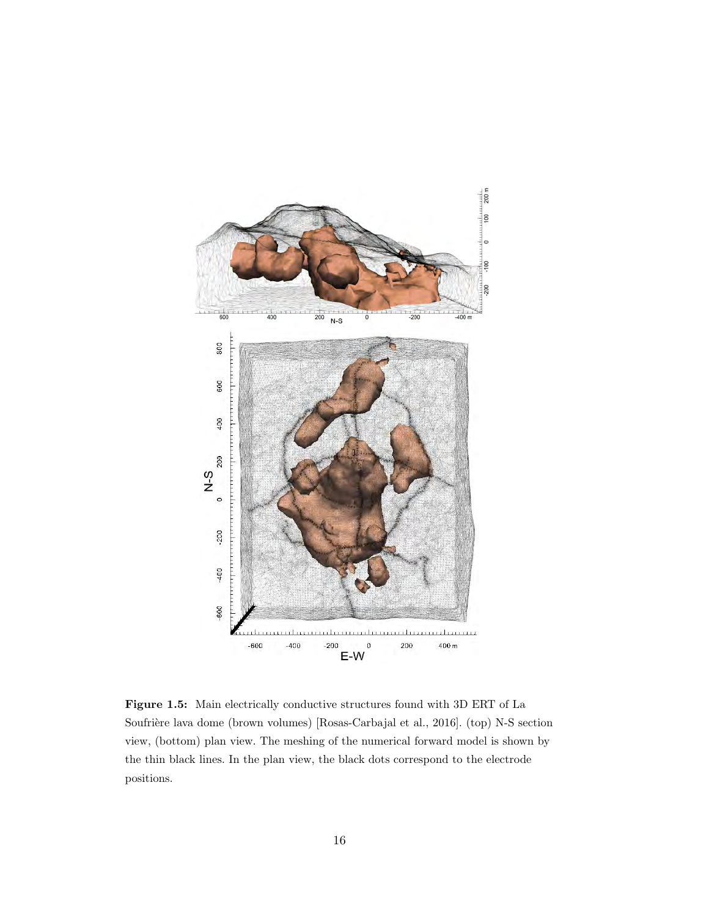**Figure 1.5:** Main electrically conductive structures found with 3D ERT of La Soufrière lava dome (brown volumes) [Rosas-Carbajal et al., 2016]. (top) N-S section view, (bottom) plan view. The meshing of the numerical forward model is shown by the thin black lines. In the plan view, the black dots correspond to the electrode positions.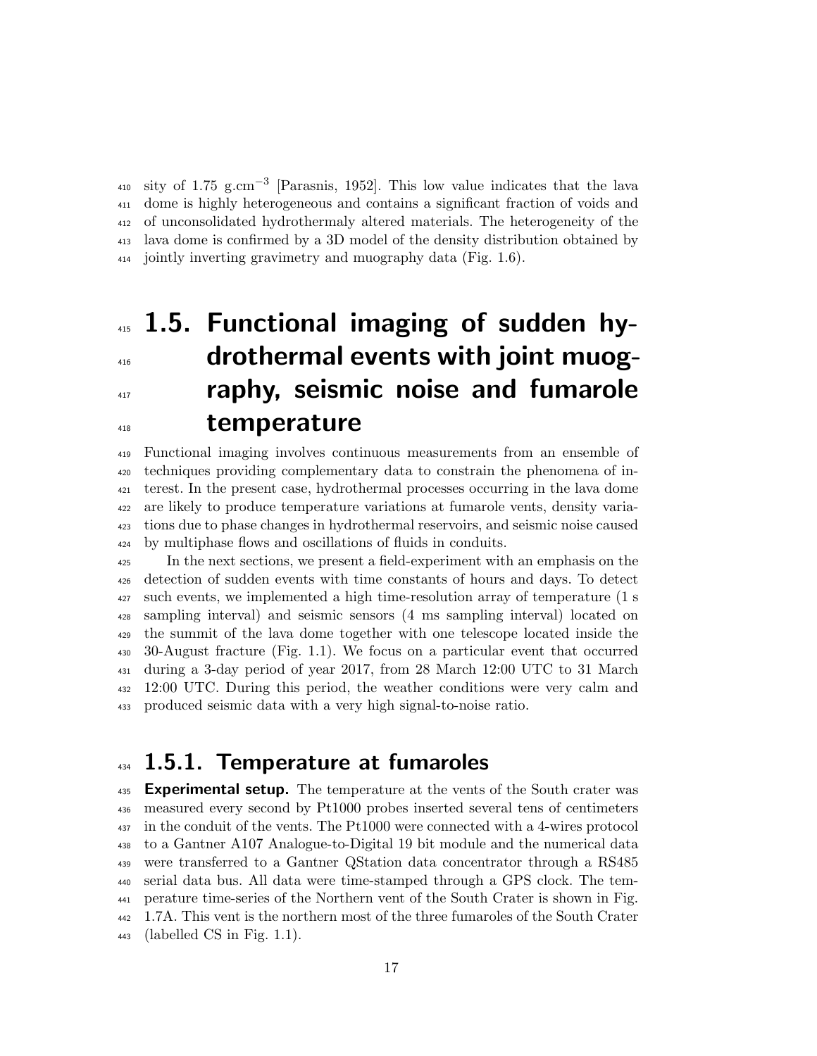sity of 1.75 $g.cm^{-3}$ [Parasnis, 1952]. This low value indicates that the lava dome is highly heterogeneous and contains a significant fraction of voids and of unconsolidated hydrothermaly altered materials. The heterogeneity of the lava dome is confirmed by a 3D model of the density distribution obtained by jointly inverting gravimetry and muography data (Fig. 1.6).

## 1.5. Functional imaging of sudden hydrothermal events with joint muography, seismic noise and fumarole temperature

Functional imaging involves continuous measurements from an ensemble of techniques providing complementary data to constrain the phenomena of interest. In the present case, hydrothermal processes occurring in the lava dome are likely to produce temperature variations at fumarole vents, density variations due to phase changes in hydrothermal reservoirs, and seismic noise caused by multiphase flows and oscillations of fluids in conduits.

In the next sections, we present a field-experiment with an emphasis on the detection of sudden events with time constants of hours and days. To detect such events, we implemented a high time-resolution array of temperature (1 s sampling interval) and seismic sensors (4 ms sampling interval) located on the summit of the lava dome together with one telescope located inside the 30-August fracture (Fig. 1.1). We focus on a particular event that occurred during a 3-day period of year 2017, from 28 March 12:00 UTC to 31 March 12:00 UTC. During this period, the weather conditions were very calm and produced seismic data with a very high signal-to-noise ratio.

### 1.5.1. Temperature at fumaroles

**Experimental setup.** The temperature at the vents of the South crater was measured every second by Pt1000 probes inserted several tens of centimeters in the conduit of the vents. The Pt1000 were connected with a 4-wires protocol to a Gantner A107 Analogue-to-Digital 19 bit module and the numerical data were transferred to a Gantner QStation data concentrator through a RS485 serial data bus. All data were time-stamped through a GPS clock. The temperature time-series of the Northern vent of the South Crater is shown in Fig. 1.7A. This vent is the northern most of the three fumaroles of the South Crater (labelled CS in Fig. 1.1).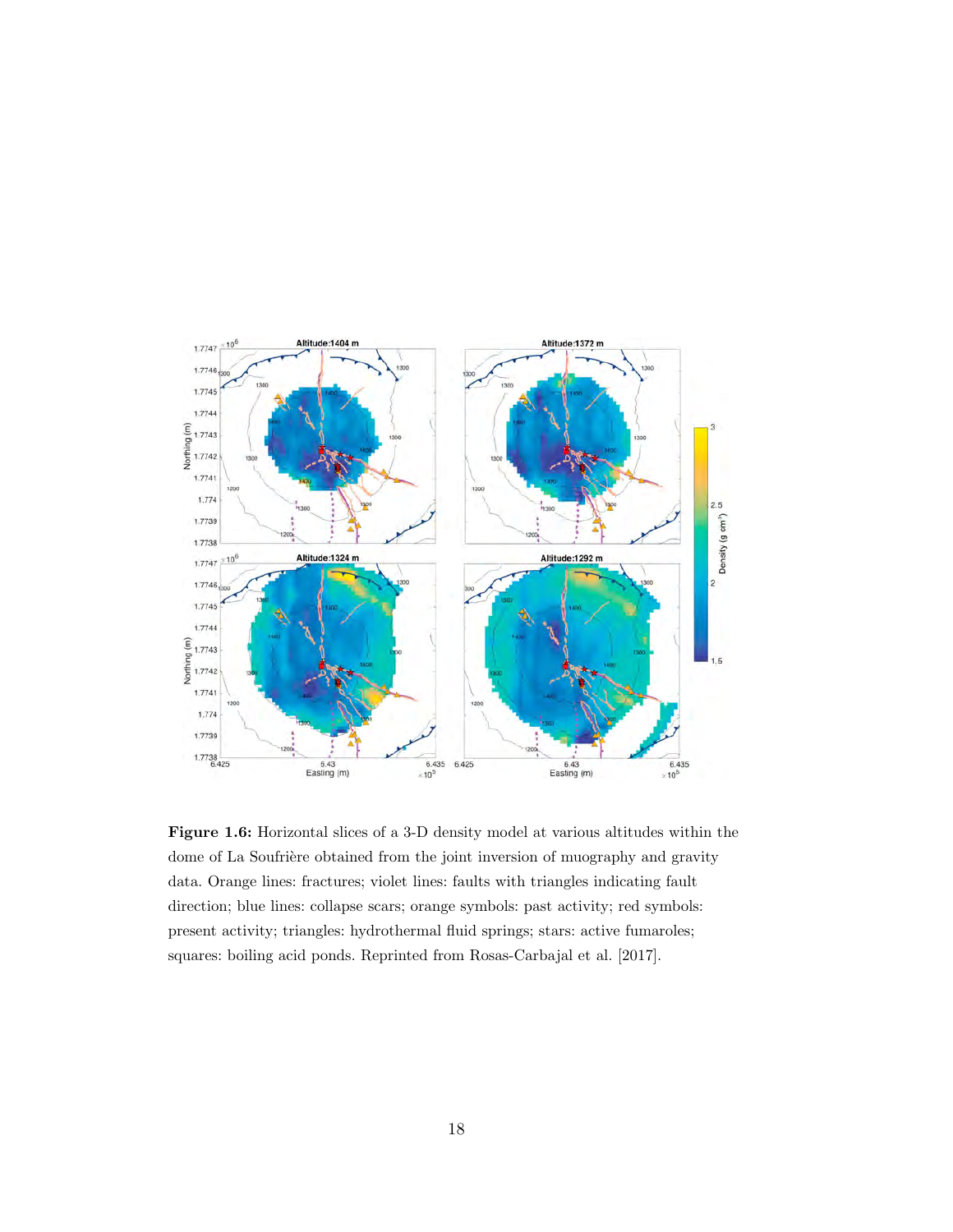**Figure 1.6:** Horizontal slices of a 3-D density model at various altitudes within the dome of La Soufrière obtained from the joint inversion of muography and gravity data. Orange lines: fractures; violet lines: faults with triangles indicating fault direction; blue lines: collapse scars; orange symbols: past activity; red symbols: present activity; triangles: hydrothermal fluid springs; stars: active fumaroles; squares: boiling acid ponds. Reprinted from Rosas-Carbajal et al. [2017].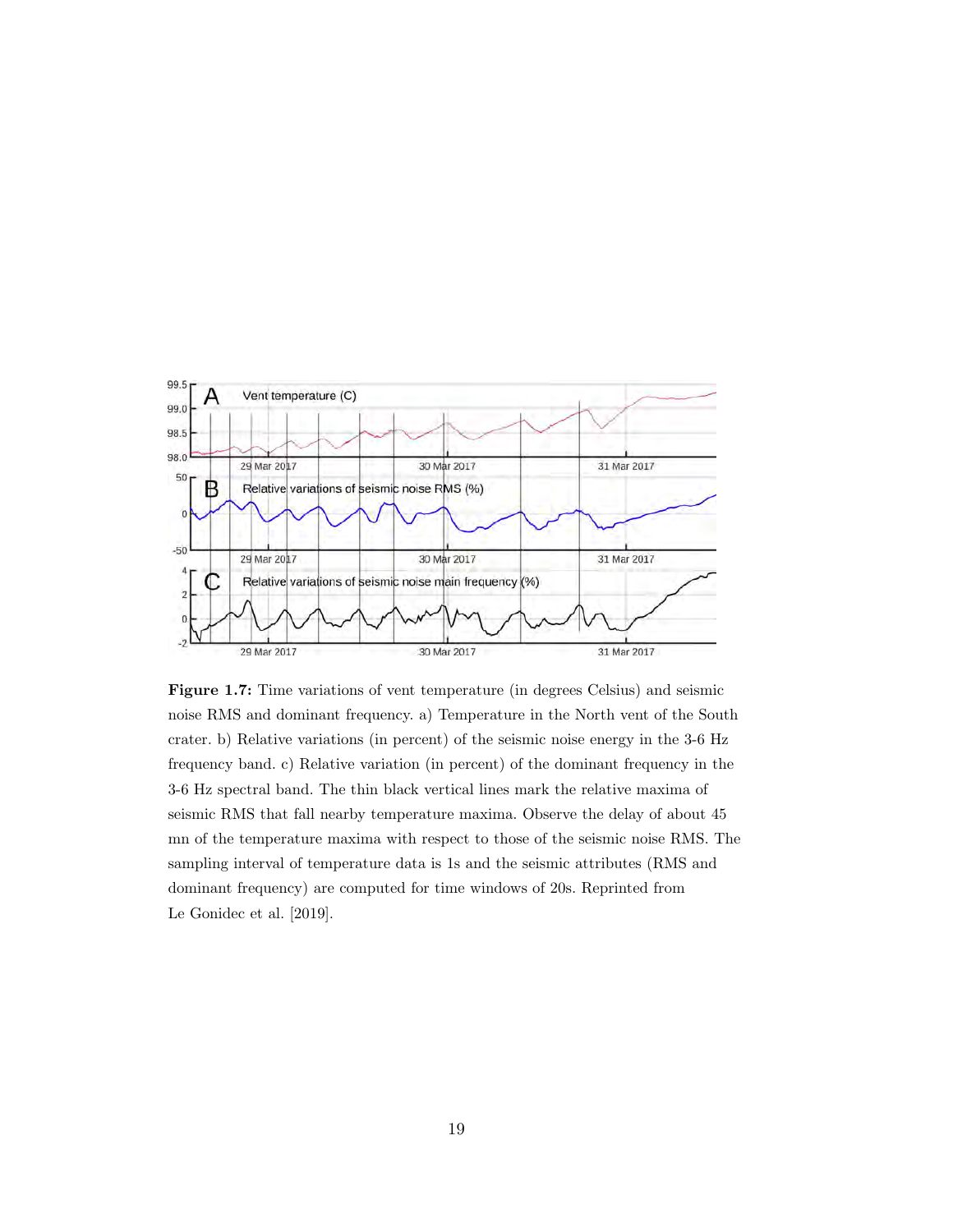**Figure 1.7:** Time variations of vent temperature (in degrees Celsius) and seismic noise RMS and dominant frequency. a) Temperature in the North vent of the South crater. b) Relative variations (in percent) of the seismic noise energy in the 3-6 Hz frequency band. c) Relative variation (in percent) of the dominant frequency in the 3-6 Hz spectral band. The thin black vertical lines mark the relative maxima of seismic RMS that fall nearby temperature maxima. Observe the delay of about 45 mn of the temperature maxima with respect to those of the seismic noise RMS. The sampling interval of temperature data is 1s and the seismic attributes (RMS and dominant frequency) are computed for time windows of 20s. Reprinted from Le Gonidec et al. [2019].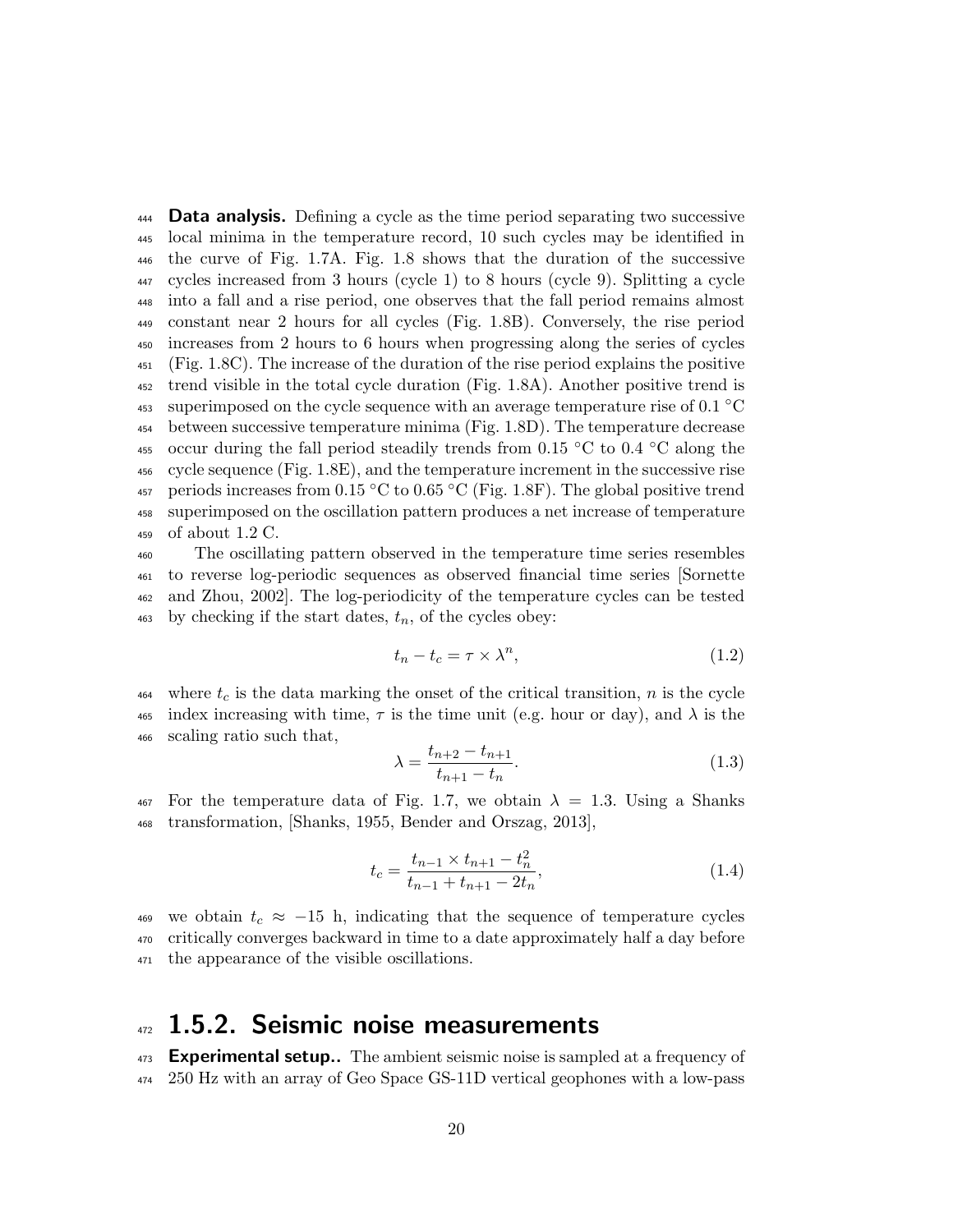**Data analysis.** Defining a cycle as the time period separating two successive local minima in the temperature record, 10 such cycles may be identified in the curve of Fig. 1.7A. Fig. 1.8 shows that the duration of the successive cycles increased from 3 hours (cycle 1) to 8 hours (cycle 9). Splitting a cycle into a fall and a rise period, one observes that the fall period remains almost constant near 2 hours for all cycles (Fig. 1.8B). Conversely, the rise period increases from 2 hours to 6 hours when progressing along the series of cycles (Fig. 1.8C). The increase of the duration of the rise period explains the positive trend visible in the total cycle duration (Fig. 1.8A). Another positive trend is superimposed on the cycle sequence with an average temperature rise of 0.1 °C between successive temperature minima (Fig. 1.8D). The temperature decrease occur during the fall period steadily trends from 0.15 °C to 0.4 °C along the cycle sequence (Fig. 1.8E), and the temperature increment in the successive rise periods increases from 0.15 °C to 0.65 °C (Fig. 1.8F). The global positive trend superimposed on the oscillation pattern produces a net increase of temperature of about 1.2 C.

The oscillating pattern observed in the temperature time series resembles to reverse log-periodic sequences as observed financial time series [Sornette and Zhou, 2002]. The log-periodicity of the temperature cycles can be tested by checking if the start dates, $t_n$, of the cycles obey:

$$t_n - t_c = \tau \times \lambda^n, \tag{1.2}$$

where $t_c$ is the data marking the onset of the critical transition, $n$ is the cycle index increasing with time, $\tau$ is the time unit (e.g. hour or day), and $\lambda$ is the scaling ratio such that,

$$\lambda = \frac{t_{n+2} - t_{n+1}}{t_{n+1} - t_n}. \tag{1.3}$$

For the temperature data of Fig. 1.7, we obtain $\lambda = 1.3$. Using a Shanks transformation, [Shanks, 1955, Bender and Orszag, 2013],

$$t_c = \frac{t_{n-1} \times t_{n+1} - t_n^2}{t_{n-1} + t_{n+1} - 2t_n}, \tag{1.4}$$

we obtain $t_c \approx -15$ h, indicating that the sequence of temperature cycles critically converges backward in time to a date approximately half a day before the appearance of the visible oscillations.

## 1.5.2. Seismic noise measurements

**Experimental setup..** The ambient seismic noise is sampled at a frequency of 250 Hz with an array of Geo Space GS-11D vertical geophones with a low-pass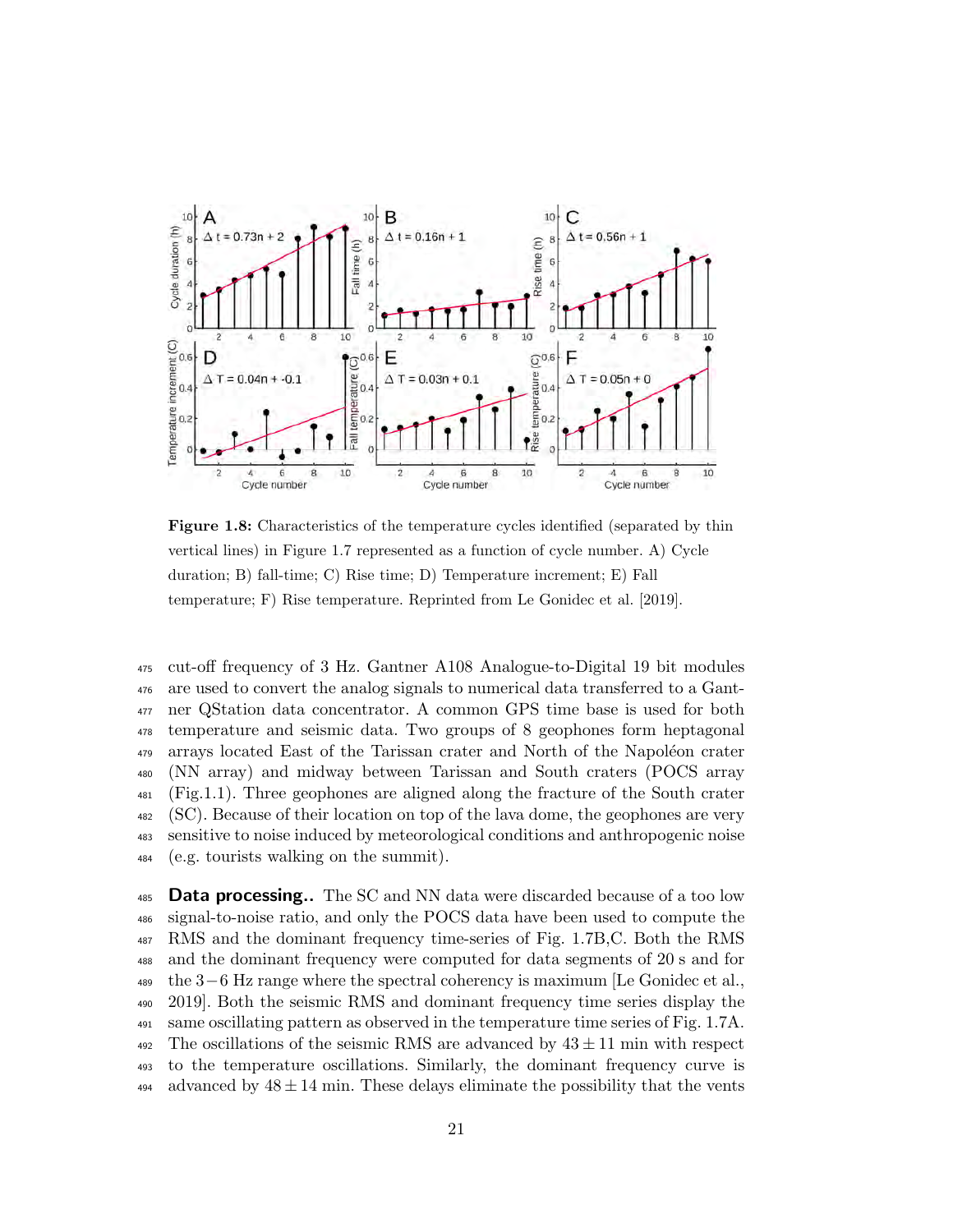**Figure 1.8:** Characteristics of the temperature cycles identified (separated by thin vertical lines) in Figure 1.7 represented as a function of cycle number. A) Cycle duration; B) fall-time; C) Rise time; D) Temperature increment; E) Fall temperature; F) Rise temperature. Reprinted from Le Gonidec et al. [2019].

cut-off frequency of 3 Hz. Gantner A108 Analogue-to-Digital 19 bit modules are used to convert the analog signals to numerical data transferred to a Gantner QStation data concentrator. A common GPS time base is used for both temperature and seismic data. Two groups of 8 geophones form heptagonal arrays located East of the Tarissan crater and North of the Napoléon crater (NN array) and midway between Tarissan and South craters (POCS array (Fig.1.1). Three geophones are aligned along the fracture of the South crater (SC). Because of their location on top of the lava dome, the geophones are very sensitive to noise induced by meteorological conditions and anthropogenic noise (e.g. tourists walking on the summit).

**Data processing..** The SC and NN data were discarded because of a too low signal-to-noise ratio, and only the POCS data have been used to compute the RMS and the dominant frequency time-series of Fig. 1.7B,C. Both the RMS and the dominant frequency were computed for data segments of 20 s and for the $3-6$ Hz range where the spectral coherency is maximum [Le Gonidec et al., 2019]. Both the seismic RMS and dominant frequency time series display the same oscillating pattern as observed in the temperature time series of Fig. 1.7A. The oscillations of the seismic RMS are advanced by $43 \pm 11$ min with respect to the temperature oscillations. Similarly, the dominant frequency curve is advanced by $48 \pm 14$ min. These delays eliminate the possibility that the vents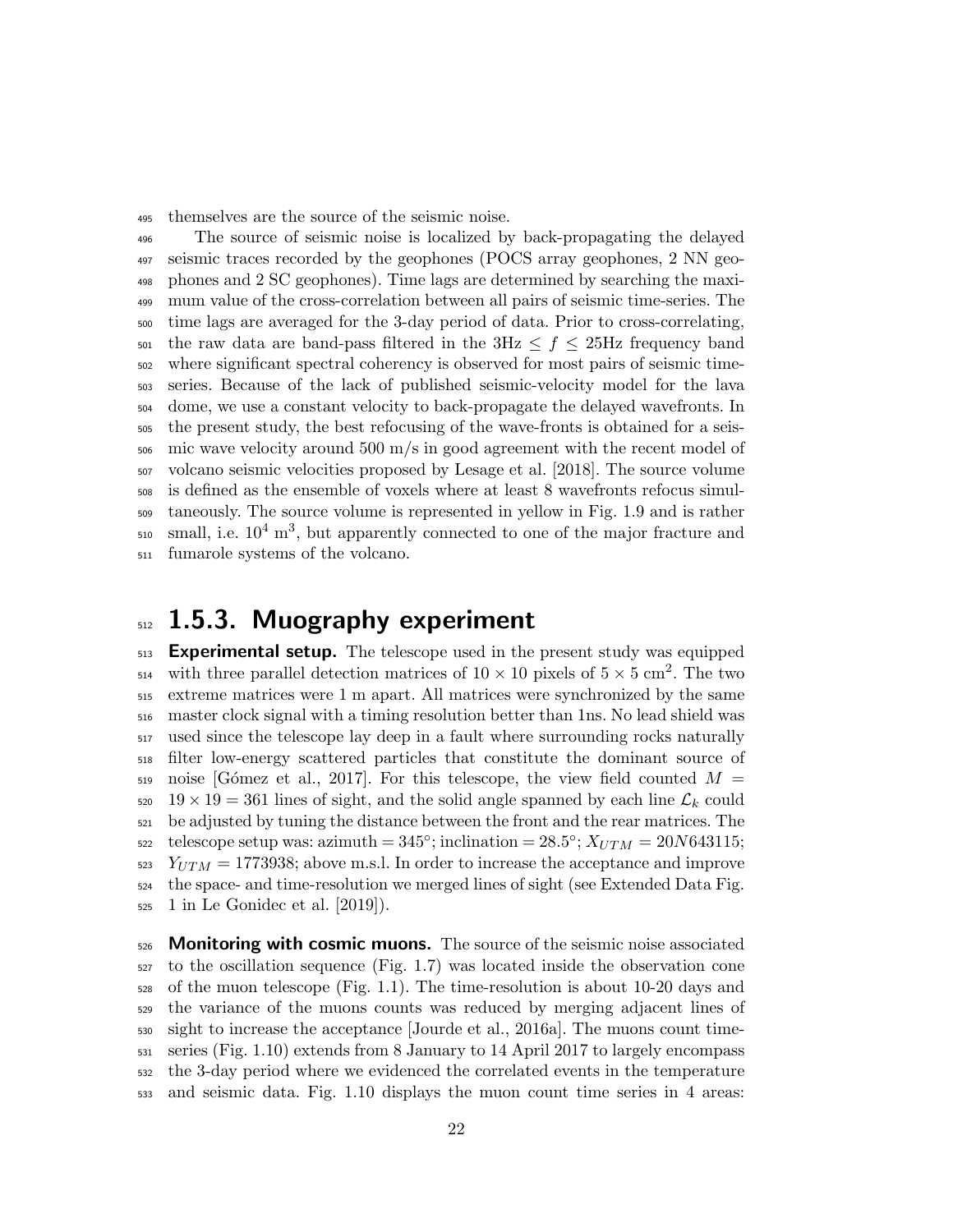themselves are the source of the seismic noise.

The source of seismic noise is localized by back-propagating the delayed seismic traces recorded by the geophones (POCS array geophones, 2 NN geophones and 2 SC geophones). Time lags are determined by searching the maximum value of the cross-correlation between all pairs of seismic time-series. The time lags are averaged for the 3-day period of data. Prior to cross-correlating, the raw data are band-pass filtered in the $3\text{Hz} \leq f \leq 25\text{Hz}$ frequency band where significant spectral coherency is observed for most pairs of seismic time-series. Because of the lack of published seismic-velocity model for the lava dome, we use a constant velocity to back-propagate the delayed wavefronts. In the present study, the best refocusing of the wave-fronts is obtained for a seismic wave velocity around 500 m/s in good agreement with the recent model of volcano seismic velocities proposed by Lesage et al. [2018]. The source volume is defined as the ensemble of voxels where at least 8 wavefronts refocus simultaneously. The source volume is represented in yellow in Fig. 1.9 and is rather small, i.e. $10^4$ m$^3$, but apparently connected to one of the major fracture and fumarole systems of the volcano.

## 1.5.3. Muography experiment

**Experimental setup.** The telescope used in the present study was equipped with three parallel detection matrices of $10 \times 10$ pixels of $5 \times 5$ cm$^2$. The two extreme matrices were 1 m apart. All matrices were synchronized by the same master clock signal with a timing resolution better than 1ns. No lead shield was used since the telescope lay deep in a fault where surrounding rocks naturally filter low-energy scattered particles that constitute the dominant source of noise [Gómez et al., 2017]. For this telescope, the view field counted $M = 19 \times 19 = 361$ lines of sight, and the solid angle spanned by each line $\mathcal{L}_k$ could be adjusted by tuning the distance between the front and the rear matrices. The telescope setup was: azimuth = 345°; inclination = 28.5°; $X_{UTM} = 20N643115$; $Y_{UTM} = 1773938$; above m.s.l. In order to increase the acceptance and improve the space- and time-resolution we merged lines of sight (see Extended Data Fig. 1 in Le Gonidec et al. [2019]).

**Monitoring with cosmic muons.** The source of the seismic noise associated to the oscillation sequence (Fig. 1.7) was located inside the observation cone of the muon telescope (Fig. 1.1). The time-resolution is about 10-20 days and the variance of the muons counts was reduced by merging adjacent lines of sight to increase the acceptance [Jourde et al., 2016a]. The muons count time-series (Fig. 1.10) extends from 8 January to 14 April 2017 to largely encompass the 3-day period where we evidenced the correlated events in the temperature and seismic data. Fig. 1.10 displays the muon count time series in 4 areas: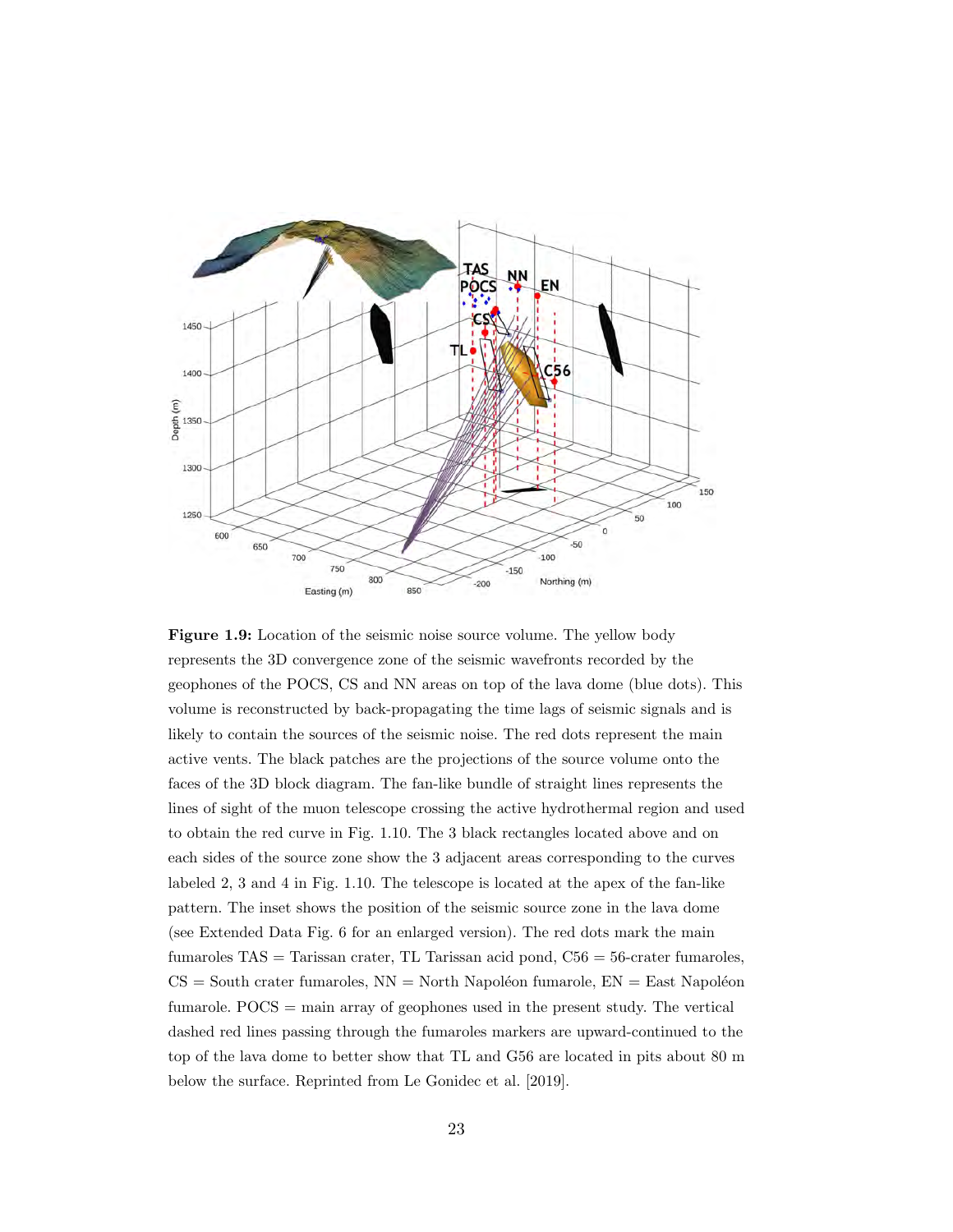**Figure 1.9:** Location of the seismic noise source volume. The yellow body represents the 3D convergence zone of the seismic wavefronts recorded by the geophones of the POCS, CS and NN areas on top of the lava dome (blue dots). This volume is reconstructed by back-propagating the time lags of seismic signals and is likely to contain the sources of the seismic noise. The red dots represent the main active vents. The black patches are the projections of the source volume onto the faces of the 3D block diagram. The fan-like bundle of straight lines represents the lines of sight of the muon telescope crossing the active hydrothermal region and used to obtain the red curve in Fig. 1.10. The 3 black rectangles located above and on each sides of the source zone show the 3 adjacent areas corresponding to the curves labeled 2, 3 and 4 in Fig. 1.10. The telescope is located at the apex of the fan-like pattern. The inset shows the position of the seismic source zone in the lava dome (see Extended Data Fig. 6 for an enlarged version). The red dots mark the main fumaroles TAS = Tarissan crater, TL Tarissan acid pond, C56 = 56-crater fumaroles, CS = South crater fumaroles, NN = North Napoléon fumarole, EN = East Napoléon fumarole. POCS = main array of geophones used in the present study. The vertical dashed red lines passing through the fumaroles markers are upward-continued to the top of the lava dome to better show that TL and G56 are located in pits about 80 m below the surface. Reprinted from Le Gonidec et al. [2019].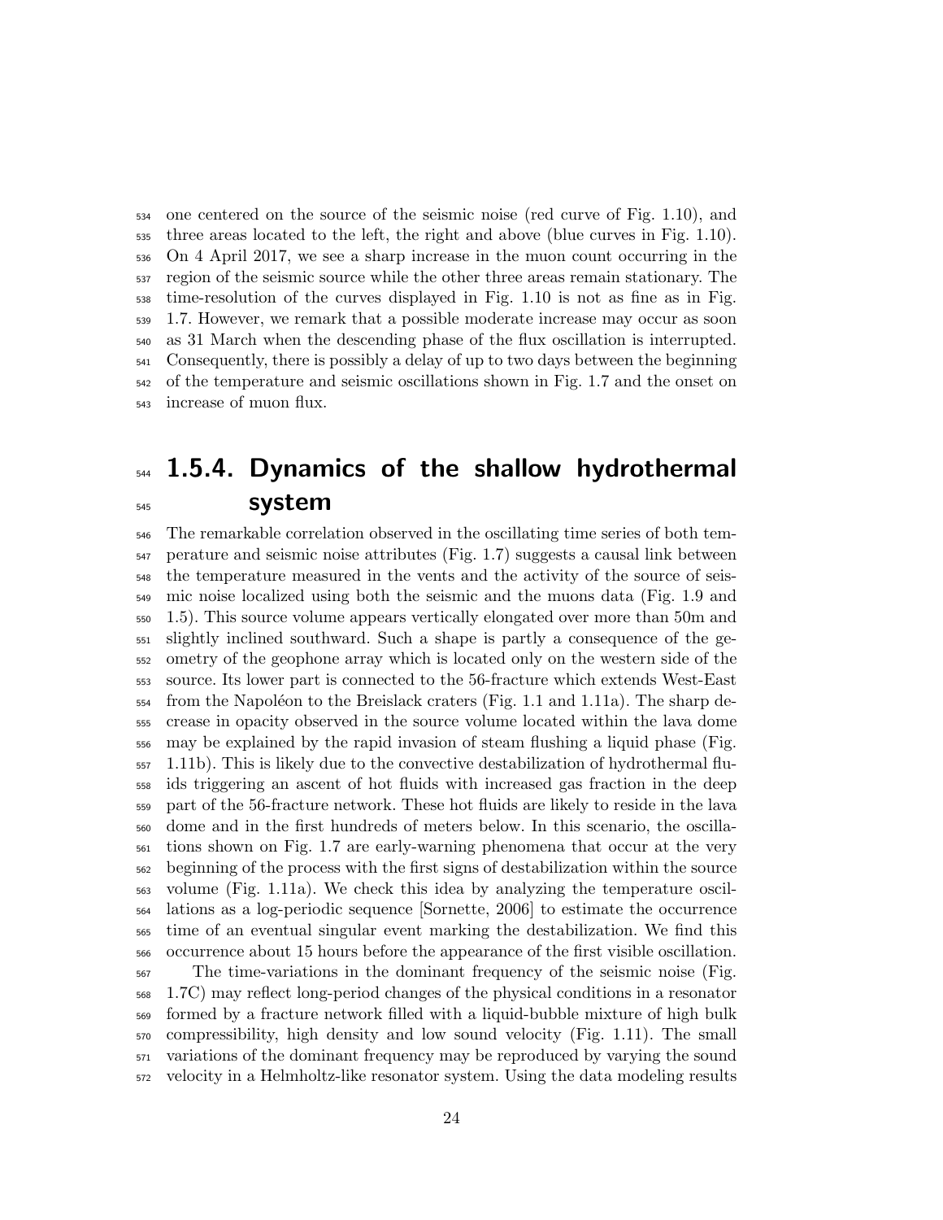one centered on the source of the seismic noise (red curve of Fig. 1.10), and three areas located to the left, the right and above (blue curves in Fig. 1.10). On 4 April 2017, we see a sharp increase in the muon count occurring in the region of the seismic source while the other three areas remain stationary. The time-resolution of the curves displayed in Fig. 1.10 is not as fine as in Fig. 1.7. However, we remark that a possible moderate increase may occur as soon as 31 March when the descending phase of the flux oscillation is interrupted. Consequently, there is possibly a delay of up to two days between the beginning of the temperature and seismic oscillations shown in Fig. 1.7 and the onset on increase of muon flux.

### 1.5.4. Dynamics of the shallow hydrothermal system

The remarkable correlation observed in the oscillating time series of both temperature and seismic noise attributes (Fig. 1.7) suggests a causal link between the temperature measured in the vents and the activity of the source of seismic noise localized using both the seismic and the muons data (Fig. 1.9 and 1.5). This source volume appears vertically elongated over more than 50m and slightly inclined southward. Such a shape is partly a consequence of the geometry of the geophone array which is located only on the western side of the source. Its lower part is connected to the 56-fracture which extends West-East from the Napoléon to the Breislack craters (Fig. 1.1 and 1.11a). The sharp decrease in opacity observed in the source volume located within the lava dome may be explained by the rapid invasion of steam flushing a liquid phase (Fig. 1.11b). This is likely due to the convective destabilization of hydrothermal fluids triggering an ascent of hot fluids with increased gas fraction in the deep part of the 56-fracture network. These hot fluids are likely to reside in the lava dome and in the first hundreds of meters below. In this scenario, the oscillations shown on Fig. 1.7 are early-warning phenomena that occur at the very beginning of the process with the first signs of destabilization within the source volume (Fig. 1.11a). We check this idea by analyzing the temperature oscillations as a log-periodic sequence [Sornette, 2006] to estimate the occurrence time of an eventual singular event marking the destabilization. We find this occurrence about 15 hours before the appearance of the first visible oscillation.

The time-variations in the dominant frequency of the seismic noise (Fig. 1.7C) may reflect long-period changes of the physical conditions in a resonator formed by a fracture network filled with a liquid-bubble mixture of high bulk compressibility, high density and low sound velocity (Fig. 1.11). The small variations of the dominant frequency may be reproduced by varying the sound velocity in a Helmholtz-like resonator system. Using the data modeling results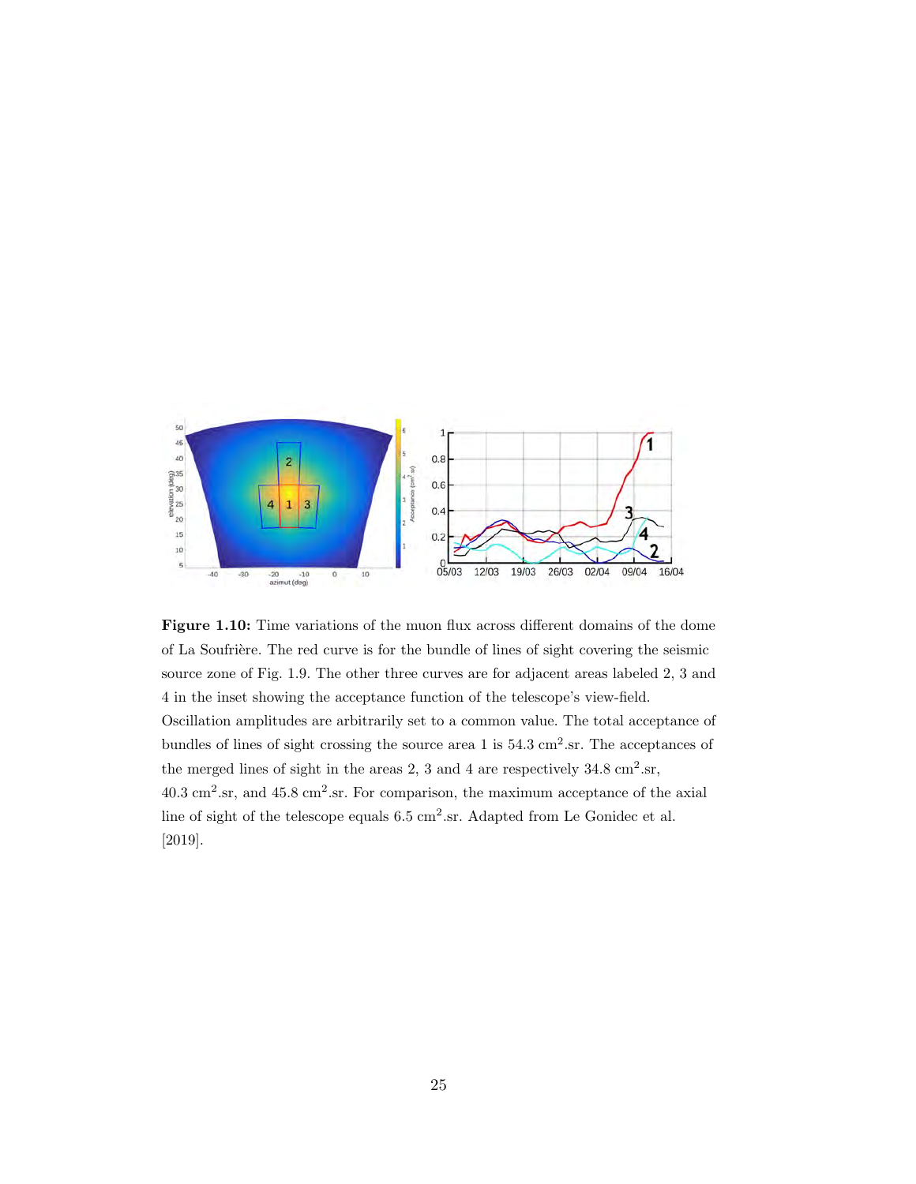**Figure 1.10:** Time variations of the muon flux across different domains of the dome of La Soufrière. The red curve is for the bundle of lines of sight covering the seismic source zone of Fig. 1.9. The other three curves are for adjacent areas labeled 2, 3 and 4 in the inset showing the acceptance function of the telescope's view-field. Oscillation amplitudes are arbitrarily set to a common value. The total acceptance of bundles of lines of sight crossing the source area 1 is 54.3 $cm^2$.sr. The acceptances of the merged lines of sight in the areas 2, 3 and 4 are respectively 34.8 $cm^2$.sr, 40.3 $cm^2$.sr, and 45.8 $cm^2$.sr. For comparison, the maximum acceptance of the axial line of sight of the telescope equals 6.5 $cm^2$.sr. Adapted from Le Gonidec et al. [2019].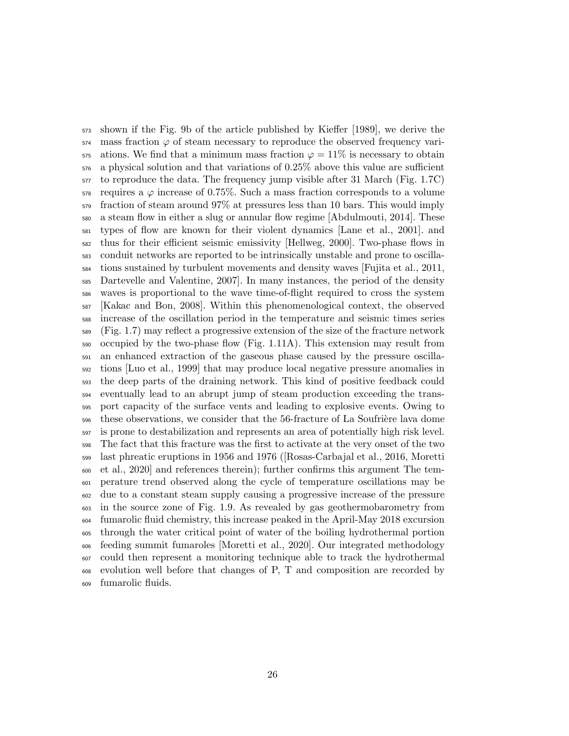shown if the Fig. 9b of the article published by Kieffer [1989], we derive the mass fraction $\varphi$ of steam necessary to reproduce the observed frequency variations. We find that a minimum mass fraction $\varphi = 11\%$ is necessary to obtain a physical solution and that variations of 0.25% above this value are sufficient to reproduce the data. The frequency jump visible after 31 March (Fig. 1.7C) requires a $\varphi$ increase of 0.75%. Such a mass fraction corresponds to a volume fraction of steam around 97% at pressures less than 10 bars. This would imply a steam flow in either a slug or annular flow regime [Abdulmouti, 2014]. These types of flow are known for their violent dynamics [Lane et al., 2001]. and thus for their efficient seismic emissivity [Hellweg, 2000]. Two-phase flows in conduit networks are reported to be intrinsically unstable and prone to oscillations sustained by turbulent movements and density waves [Fujita et al., 2011, Dartevelle and Valentine, 2007]. In many instances, the period of the density waves is proportional to the wave time-of-flight required to cross the system [Kakac and Bon, 2008]. Within this phenomenological context, the observed increase of the oscillation period in the temperature and seismic times series (Fig. 1.7) may reflect a progressive extension of the size of the fracture network occupied by the two-phase flow (Fig. 1.11A). This extension may result from an enhanced extraction of the gaseous phase caused by the pressure oscillations [Luo et al., 1999] that may produce local negative pressure anomalies in the deep parts of the draining network. This kind of positive feedback could eventually lead to an abrupt jump of steam production exceeding the transport capacity of the surface vents and leading to explosive events. Owing to these observations, we consider that the 56-fracture of La Soufrière lava dome is prone to destabilization and represents an area of potentially high risk level. The fact that this fracture was the first to activate at the very onset of the two last phreatic eruptions in 1956 and 1976 ([Rosas-Carbajal et al., 2016, Moretti et al., 2020] and references therein); further confirms this argument The temperature trend observed along the cycle of temperature oscillations may be due to a constant steam supply causing a progressive increase of the pressure in the source zone of Fig. 1.9. As revealed by gas geothermobarometry from fumarolic fluid chemistry, this increase peaked in the April-May 2018 excursion through the water critical point of water of the boiling hydrothermal portion feeding summit fumaroles [Moretti et al., 2020]. Our integrated methodology could then represent a monitoring technique able to track the hydrothermal evolution well before that changes of P, T and composition are recorded by fumarolic fluids.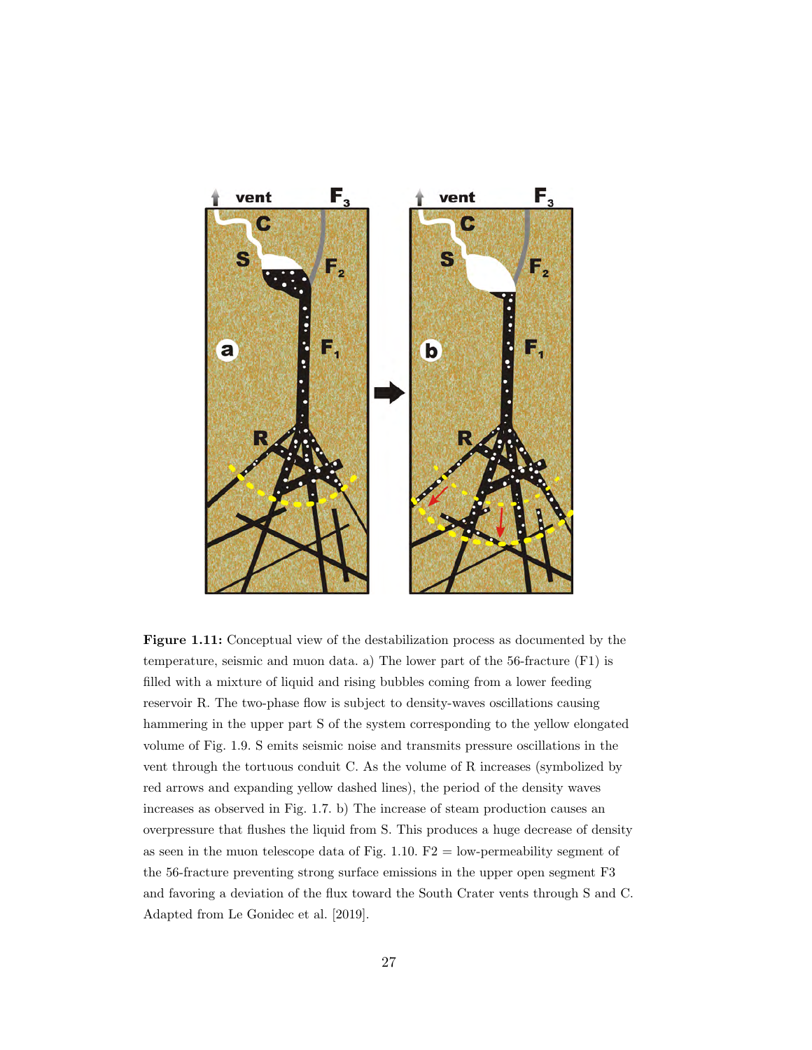**Figure 1.11:** Conceptual view of the destabilization process as documented by the temperature, seismic and muon data. a) The lower part of the 56-fracture (F1) is filled with a mixture of liquid and rising bubbles coming from a lower feeding reservoir R. The two-phase flow is subject to density-waves oscillations causing hammering in the upper part S of the system corresponding to the yellow elongated volume of Fig. 1.9. S emits seismic noise and transmits pressure oscillations in the vent through the tortuous conduit C. As the volume of R increases (symbolized by red arrows and expanding yellow dashed lines), the period of the density waves increases as observed in Fig. 1.7. b) The increase of steam production causes an overpressure that flushes the liquid from S. This produces a huge decrease of density as seen in the muon telescope data of Fig. 1.10. F2 = low-permeability segment of the 56-fracture preventing strong surface emissions in the upper open segment F3 and favoring a deviation of the flux toward the South Crater vents through S and C. Adapted from Le Gonidec et al. [2019].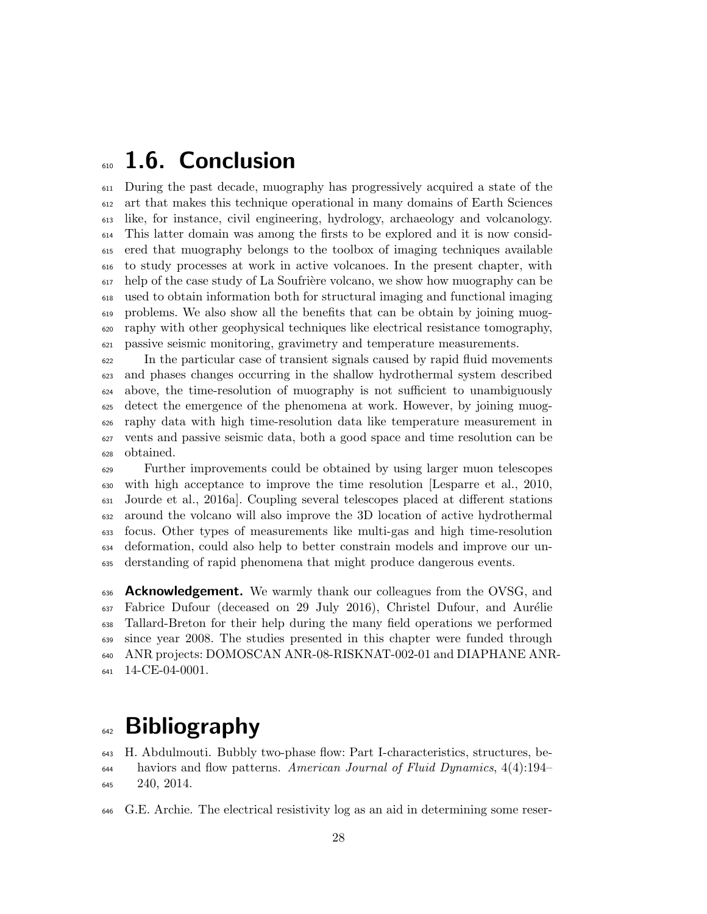## 1.6. Conclusion

During the past decade, muography has progressively acquired a state of the art that makes this technique operational in many domains of Earth Sciences like, for instance, civil engineering, hydrology, archaeology and volcanology. This latter domain was among the firsts to be explored and it is now considered that muography belongs to the toolbox of imaging techniques available to study processes at work in active volcanoes. In the present chapter, with help of the case study of La Soufrière volcano, we show how muography can be used to obtain information both for structural imaging and functional imaging problems. We also show all the benefits that can be obtain by joining muography with other geophysical techniques like electrical resistance tomography, passive seismic monitoring, gravimetry and temperature measurements.

In the particular case of transient signals caused by rapid fluid movements and phases changes occurring in the shallow hydrothermal system described above, the time-resolution of muography is not sufficient to unambiguously detect the emergence of the phenomena at work. However, by joining muography data with high time-resolution data like temperature measurement in vents and passive seismic data, both a good space and time resolution can be obtained.

Further improvements could be obtained by using larger muon telescopes with high acceptance to improve the time resolution [Lesparre et al., 2010, Jourde et al., 2016a]. Coupling several telescopes placed at different stations around the volcano will also improve the 3D location of active hydrothermal focus. Other types of measurements like multi-gas and high time-resolution deformation, could also help to better constrain models and improve our understanding of rapid phenomena that might produce dangerous events.

**Acknowledgement.** We warmly thank our colleagues from the OVSG, and Fabrice Dufour (deceased on 29 July 2016), Christel Dufour, and Aurélie Tallard-Breton for their help during the many field operations we performed since year 2008. The studies presented in this chapter were funded through ANR projects: DOMOSCAN ANR-08-RISKNAT-002-01 and DIAPHANE ANR-14-CE-04-0001.

# Bibliography

H. Abdulmouti. Bubbly two-phase flow: Part I-characteristics, structures, behaviors and flow patterns. *American Journal of Fluid Dynamics*, 4(4):194–240, 2014.

G.E. Archie. The electrical resistivity log as an aid in determining some reser-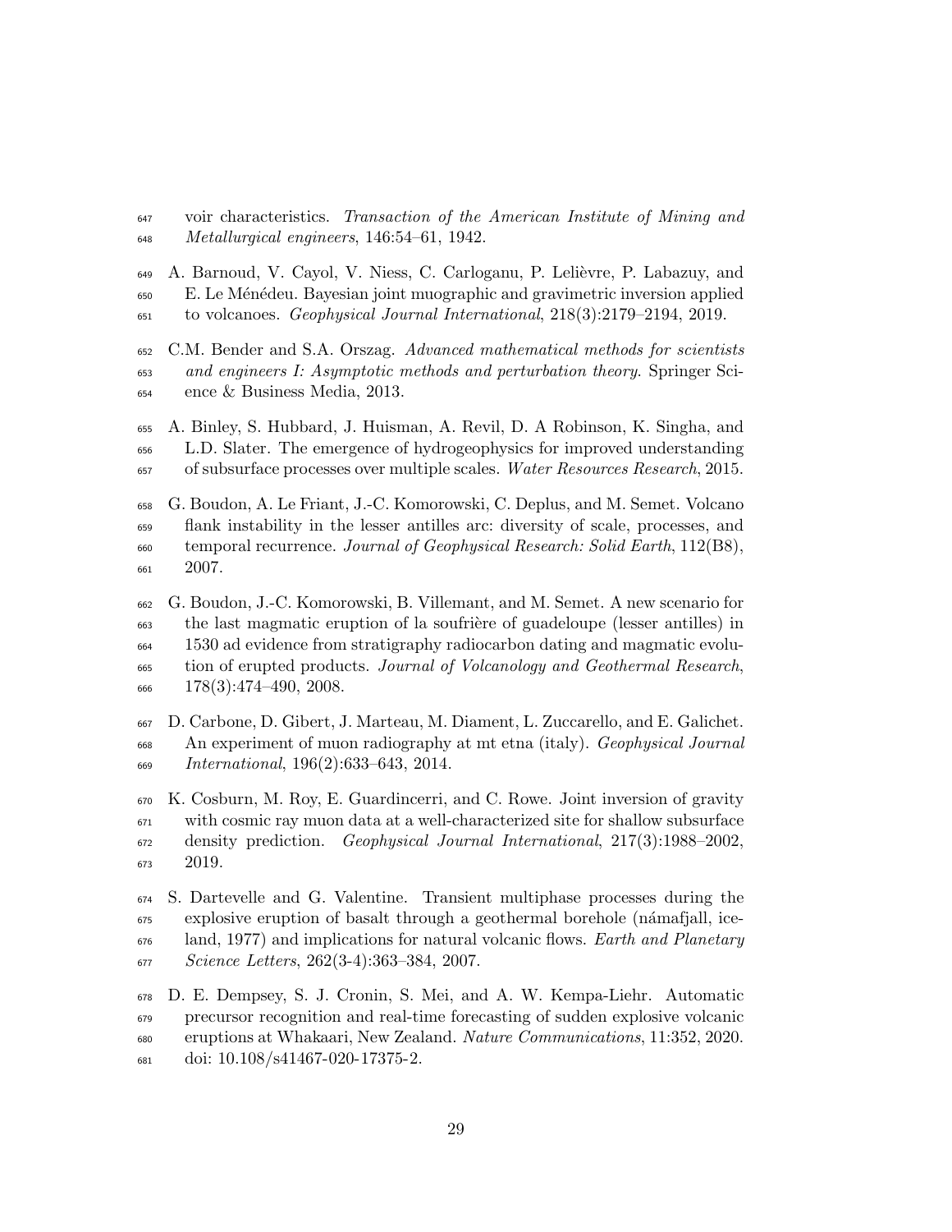voir characteristics. *Transaction of the American Institute of Mining and Metallurgical engineers*, 146:54–61, 1942.

A. Barnoud, V. Cayol, V. Niess, C. Carloganu, P. Lelièvre, P. Labazuy, and E. Le Ménédeu. Bayesian joint muographic and gravimetric inversion applied to volcanoes. *Geophysical Journal International*, 218(3):2179–2194, 2019.

C.M. Bender and S.A. Orszag. *Advanced mathematical methods for scientists and engineers I: Asymptotic methods and perturbation theory*. Springer Science & Business Media, 2013.

A. Binley, S. Hubbard, J. Huisman, A. Revil, D. A Robinson, K. Singha, and L.D. Slater. The emergence of hydrogeophysics for improved understanding of subsurface processes over multiple scales. *Water Resources Research*, 2015.

G. Boudon, A. Le Friant, J.-C. Komorowski, C. Deplus, and M. Semet. Volcano flank instability in the lesser antilles arc: diversity of scale, processes, and temporal recurrence. *Journal of Geophysical Research: Solid Earth*, 112(B8), 2007.

G. Boudon, J.-C. Komorowski, B. Villemant, and M. Semet. A new scenario for the last magmatic eruption of la soufrière of guadeloupe (lesser antilles) in 1530 ad evidence from stratigraphy radiocarbon dating and magmatic evolution of erupted products. *Journal of Volcanology and Geothermal Research*, 178(3):474–490, 2008.

D. Carbone, D. Gibert, J. Marteau, M. Diament, L. Zuccarello, and E. Galichet. An experiment of muon radiography at mt etna (italy). *Geophysical Journal International*, 196(2):633–643, 2014.

K. Cosburn, M. Roy, E. Guardincerri, and C. Rowe. Joint inversion of gravity with cosmic ray muon data at a well-characterized site for shallow subsurface density prediction. *Geophysical Journal International*, 217(3):1988–2002, 2019.

S. Dartevelle and G. Valentine. Transient multiphase processes during the explosive eruption of basalt through a geothermal borehole (námafjall, iceland, 1977) and implications for natural volcanic flows. *Earth and Planetary Science Letters*, 262(3-4):363–384, 2007.

D. E. Dempsey, S. J. Cronin, S. Mei, and A. W. Kempa-Liehr. Automatic precursor recognition and real-time forecasting of sudden explosive volcanic eruptions at Whakaari, New Zealand. *Nature Communications*, 11:352, 2020. doi: 10.108/s41467-020-17375-2.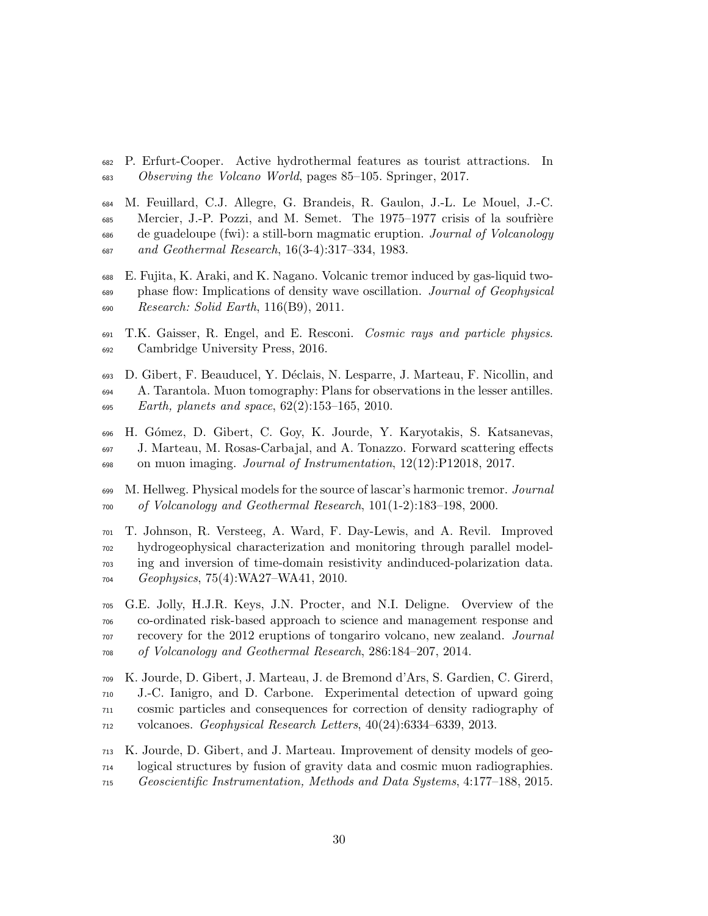P. Erfurt-Cooper. Active hydrothermal features as tourist attractions. In *Observing the Volcano World*, pages 85–105. Springer, 2017.

M. Feuillard, C.J. Allegre, G. Brandeis, R. Gaulon, J.-L. Le Mouel, J.-C. Mercier, J.-P. Pozzi, and M. Semet. The 1975–1977 crisis of la soufrière de guadeloupe (fwi): a still-born magmatic eruption. *Journal of Volcanology and Geothermal Research*, 16(3-4):317–334, 1983.

E. Fujita, K. Araki, and K. Nagano. Volcanic tremor induced by gas-liquid two-phase flow: Implications of density wave oscillation. *Journal of Geophysical Research: Solid Earth*, 116(B9), 2011.

T.K. Gaisser, R. Engel, and E. Resconi. *Cosmic rays and particle physics*. Cambridge University Press, 2016.

D. Gibert, F. Beauducel, Y. Déclais, N. Lesparre, J. Marteau, F. Nicollin, and A. Tarantola. Muon tomography: Plans for observations in the lesser antilles. *Earth, planets and space*, 62(2):153–165, 2010.

H. Gómez, D. Gibert, C. Goy, K. Jourde, Y. Karyotakis, S. Katsanevas, J. Marteau, M. Rosas-Carbajal, and A. Tonazzo. Forward scattering effects on muon imaging. *Journal of Instrumentation*, 12(12):P12018, 2017.

M. Hellweg. Physical models for the source of lascar's harmonic tremor. *Journal of Volcanology and Geothermal Research*, 101(1-2):183–198, 2000.

T. Johnson, R. Versteeg, A. Ward, F. Day-Lewis, and A. Revil. Improved hydrogeophysical characterization and monitoring through parallel modeling and inversion of time-domain resistivity andinduced-polarization data. *Geophysics*, 75(4):WA27–WA41, 2010.

G.E. Jolly, H.J.R. Keys, J.N. Procter, and N.I. Deligne. Overview of the co-ordinated risk-based approach to science and management response and recovery for the 2012 eruptions of tongariro volcano, new zealand. *Journal of Volcanology and Geothermal Research*, 286:184–207, 2014.

K. Jourde, D. Gibert, J. Marteau, J. de Bremond d'Ars, S. Gardien, C. Girerd, J.-C. Ianigro, and D. Carbone. Experimental detection of upward going cosmic particles and consequences for correction of density radiography of volcanoes. *Geophysical Research Letters*, 40(24):6334–6339, 2013.

K. Jourde, D. Gibert, and J. Marteau. Improvement of density models of geological structures by fusion of gravity data and cosmic muon radiographies. *Geoscientific Instrumentation, Methods and Data Systems*, 4:177–188, 2015.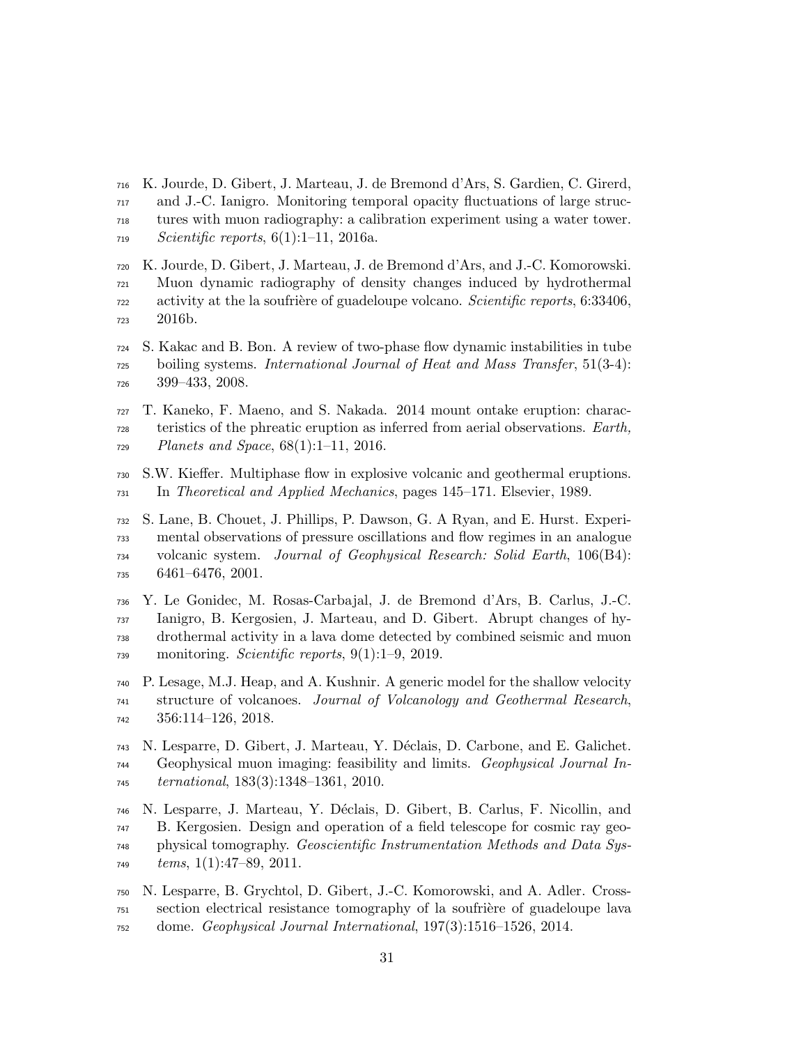K. Jourde, D. Gibert, J. Marteau, J. de Bremond d'Ars, S. Gardien, C. Girerd, and J.-C. Ianigro. Monitoring temporal opacity fluctuations of large structures with muon radiography: a calibration experiment using a water tower. *Scientific reports*, 6(1):1–11, 2016a.

K. Jourde, D. Gibert, J. Marteau, J. de Bremond d'Ars, and J.-C. Komorowski. Muon dynamic radiography of density changes induced by hydrothermal activity at the la soufrière of guadeloupe volcano. *Scientific reports*, 6:33406, 2016b.

S. Kakac and B. Bon. A review of two-phase flow dynamic instabilities in tube boiling systems. *International Journal of Heat and Mass Transfer*, 51(3-4): 399–433, 2008.

T. Kaneko, F. Maeno, and S. Nakada. 2014 mount ontake eruption: characteristics of the phreatic eruption as inferred from aerial observations. *Earth, Planets and Space*, 68(1):1–11, 2016.

S.W. Kieffer. Multiphase flow in explosive volcanic and geothermal eruptions. In *Theoretical and Applied Mechanics*, pages 145–171. Elsevier, 1989.

S. Lane, B. Chouet, J. Phillips, P. Dawson, G. A Ryan, and E. Hurst. Experimental observations of pressure oscillations and flow regimes in an analogue volcanic system. *Journal of Geophysical Research: Solid Earth*, 106(B4): 6461–6476, 2001.

Y. Le Gonidec, M. Rosas-Carbajal, J. de Bremond d'Ars, B. Carlus, J.-C. Ianigro, B. Kergosien, J. Marteau, and D. Gibert. Abrupt changes of hydrothermal activity in a lava dome detected by combined seismic and muon monitoring. *Scientific reports*, 9(1):1–9, 2019.

P. Lesage, M.J. Heap, and A. Kushnir. A generic model for the shallow velocity structure of volcanoes. *Journal of Volcanology and Geothermal Research*, 356:114–126, 2018.

N. Lesparre, D. Gibert, J. Marteau, Y. Déclais, D. Carbone, and E. Galichet. Geophysical muon imaging: feasibility and limits. *Geophysical Journal International*, 183(3):1348–1361, 2010.

N. Lesparre, J. Marteau, Y. Déclais, D. Gibert, B. Carlus, F. Nicollin, and B. Kergosien. Design and operation of a field telescope for cosmic ray geophysical tomography. *Geoscientific Instrumentation Methods and Data Systems*, 1(1):47–89, 2011.

N. Lesparre, B. Grychtol, D. Gibert, J.-C. Komorowski, and A. Adler. Cross-section electrical resistance tomography of la soufrière of guadeloupe lava dome. *Geophysical Journal International*, 197(3):1516–1526, 2014.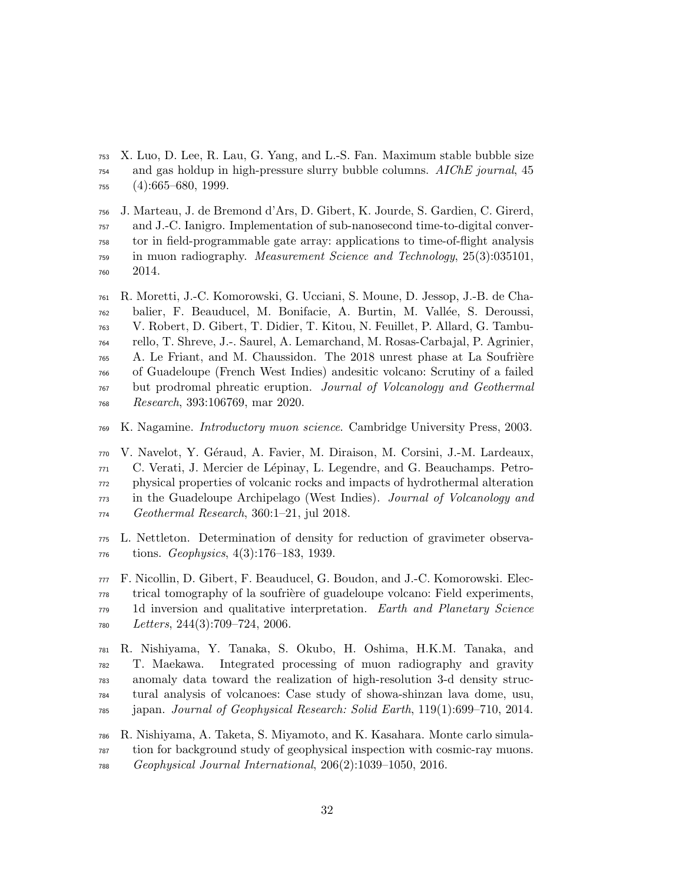X. Luo, D. Lee, R. Lau, G. Yang, and L.-S. Fan. Maximum stable bubble size and gas holdup in high-pressure slurry bubble columns. *AIChE journal*, 45 (4):665–680, 1999.

J. Marteau, J. de Bremond d'Ars, D. Gibert, K. Jourde, S. Gardien, C. Girerd, and J.-C. Ianigro. Implementation of sub-nanosecond time-to-digital convertor in field-programmable gate array: applications to time-of-flight analysis in muon radiography. *Measurement Science and Technology*, 25(3):035101, 2014.

R. Moretti, J.-C. Komorowski, G. Ucciani, S. Moune, D. Jessop, J.-B. de Chabalier, F. Beauducel, M. Bonifacie, A. Burtin, M. Vallée, S. Deroussi, V. Robert, D. Gibert, T. Didier, T. Kitou, N. Feuillet, P. Allard, G. Tamburello, T. Shreve, J.-. Saurel, A. Lemarchand, M. Rosas-Carbajal, P. Agrinier, A. Le Friant, and M. Chaussidon. The 2018 unrest phase at La Soufrière of Guadeloupe (French West Indies) andesitic volcano: Scrutiny of a failed but prodromal phreatic eruption. *Journal of Volcanology and Geothermal Research*, 393:106769, mar 2020.

K. Nagamine. *Introductory muon science*. Cambridge University Press, 2003.

V. Navelot, Y. Géraud, A. Favier, M. Diraison, M. Corsini, J.-M. Lardeaux, C. Verati, J. Mercier de Lépinay, L. Legendre, and G. Beauchamps. Petrophysical properties of volcanic rocks and impacts of hydrothermal alteration in the Guadeloupe Archipelago (West Indies). *Journal of Volcanology and Geothermal Research*, 360:1–21, jul 2018.

L. Nettleton. Determination of density for reduction of gravimeter observations. *Geophysics*, 4(3):176–183, 1939.

F. Nicollin, D. Gibert, F. Beauducel, G. Boudon, and J.-C. Komorowski. Electrical tomography of la soufrière of guadeloupe volcano: Field experiments, 1d inversion and qualitative interpretation. *Earth and Planetary Science Letters*, 244(3):709–724, 2006.

R. Nishiyama, Y. Tanaka, S. Okubo, H. Oshima, H.K.M. Tanaka, and T. Maekawa. Integrated processing of muon radiography and gravity anomaly data toward the realization of high-resolution 3-d density structural analysis of volcanoes: Case study of showa-shinzan lava dome, usu, japan. *Journal of Geophysical Research: Solid Earth*, 119(1):699–710, 2014.

R. Nishiyama, A. Taketa, S. Miyamoto, and K. Kasahara. Monte carlo simulation for background study of geophysical inspection with cosmic-ray muons. *Geophysical Journal International*, 206(2):1039–1050, 2016.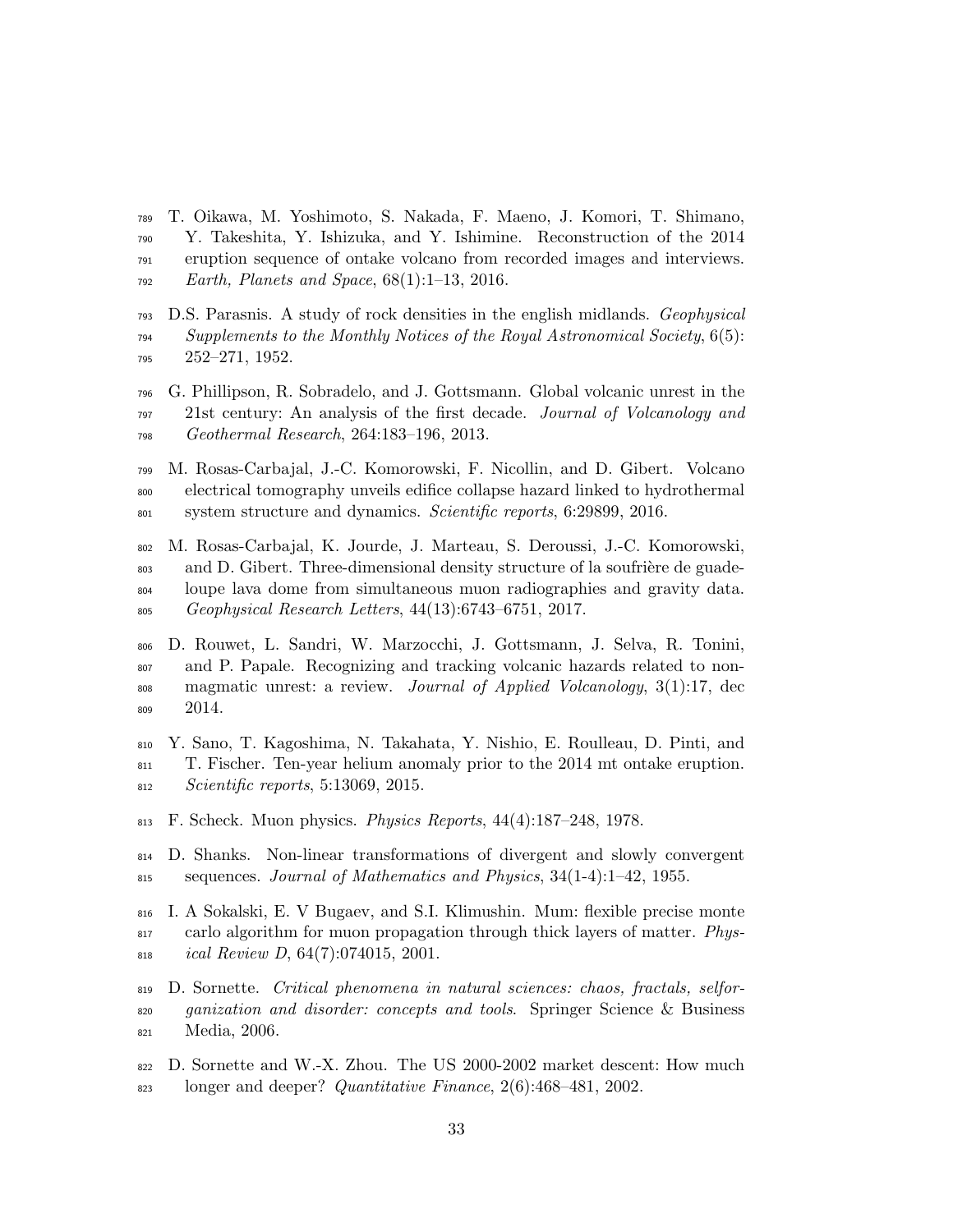T. Oikawa, M. Yoshimoto, S. Nakada, F. Maeno, J. Komori, T. Shimano, Y. Takeshita, Y. Ishizuka, and Y. Ishimine. Reconstruction of the 2014 eruption sequence of ontake volcano from recorded images and interviews. *Earth, Planets and Space*, 68(1):1–13, 2016.

D.S. Parasnis. A study of rock densities in the english midlands. *Geophysical Supplements to the Monthly Notices of the Royal Astronomical Society*, 6(5): 252–271, 1952.

G. Phillipson, R. Sobradelo, and J. Gottsmann. Global volcanic unrest in the 21st century: An analysis of the first decade. *Journal of Volcanology and Geothermal Research*, 264:183–196, 2013.

M. Rosas-Carbajal, J.-C. Komorowski, F. Nicollin, and D. Gibert. Volcano electrical tomography unveils edifice collapse hazard linked to hydrothermal system structure and dynamics. *Scientific reports*, 6:29899, 2016.

M. Rosas-Carbajal, K. Jourde, J. Marteau, S. Deroussi, J.-C. Komorowski, and D. Gibert. Three-dimensional density structure of la soufrière de guadeloupe lava dome from simultaneous muon radiographies and gravity data. *Geophysical Research Letters*, 44(13):6743–6751, 2017.

D. Rouwet, L. Sandri, W. Marzocchi, J. Gottsmann, J. Selva, R. Tonini, and P. Papale. Recognizing and tracking volcanic hazards related to non-magmatic unrest: a review. *Journal of Applied Volcanology*, 3(1):17, dec 2014.

Y. Sano, T. Kagoshima, N. Takahata, Y. Nishio, E. Roulleau, D. Pinti, and T. Fischer. Ten-year helium anomaly prior to the 2014 mt ontake eruption. *Scientific reports*, 5:13069, 2015.

F. Scheck. Muon physics. *Physics Reports*, 44(4):187–248, 1978.

D. Shanks. Non-linear transformations of divergent and slowly convergent sequences. *Journal of Mathematics and Physics*, 34(1-4):1–42, 1955.

I. A Sokalski, E. V Bugaev, and S.I. Klimushin. Mum: flexible precise monte carlo algorithm for muon propagation through thick layers of matter. *Physical Review D*, 64(7):074015, 2001.

D. Sornette. *Critical phenomena in natural sciences: chaos, fractals, selforganization and disorder: concepts and tools*. Springer Science & Business Media, 2006.

D. Sornette and W.-X. Zhou. The US 2000-2002 market descent: How much longer and deeper? *Quantitative Finance*, 2(6):468–481, 2002.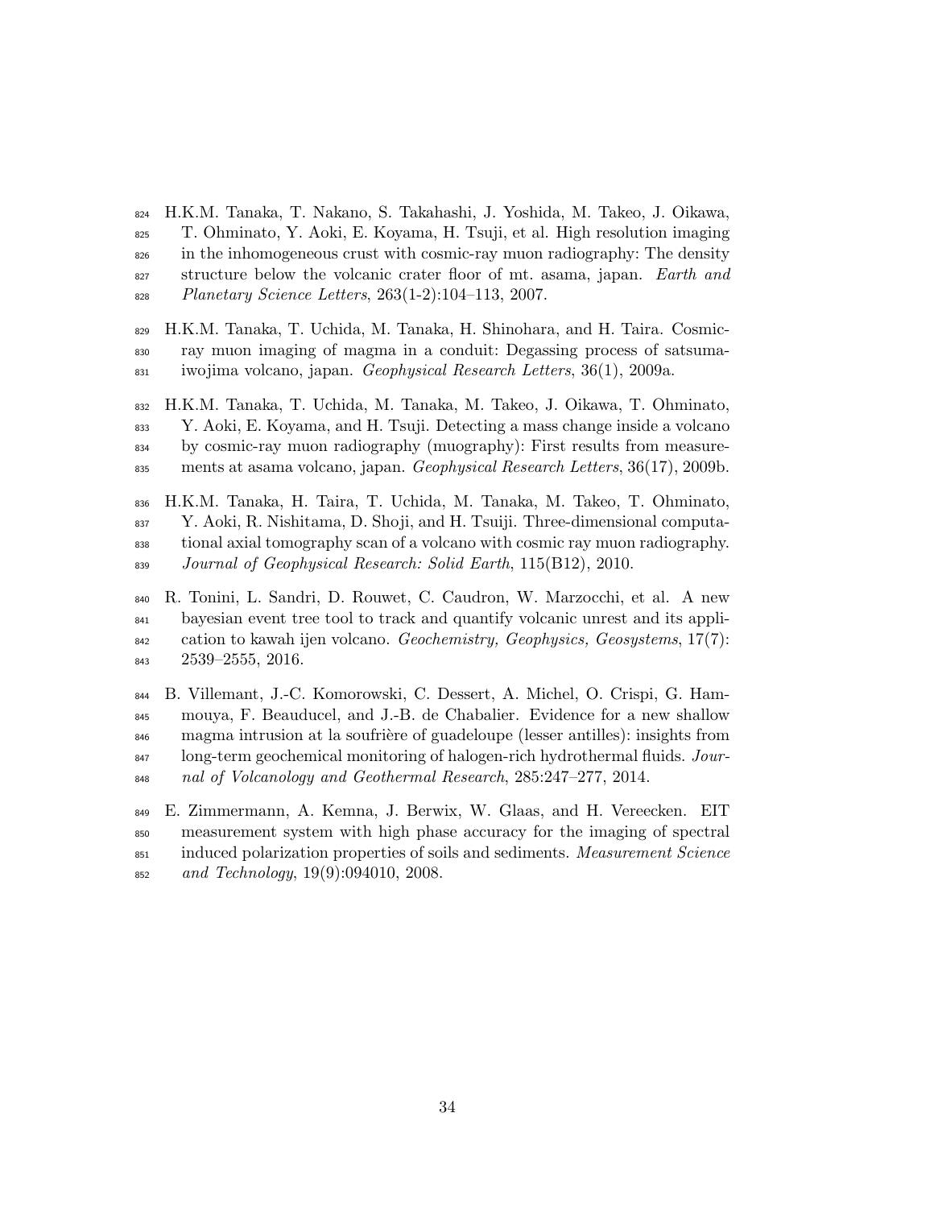H.K.M. Tanaka, T. Nakano, S. Takahashi, J. Yoshida, M. Takeo, J. Oikawa, T. Ohminato, Y. Aoki, E. Koyama, H. Tsuji, et al. High resolution imaging in the inhomogeneous crust with cosmic-ray muon radiography: The density structure below the volcanic crater floor of mt. asama, japan. *Earth and Planetary Science Letters*, 263(1-2):104–113, 2007.

H.K.M. Tanaka, T. Uchida, M. Tanaka, H. Shinohara, and H. Taira. Cosmic-ray muon imaging of magma in a conduit: Degassing process of satsuma-iwojima volcano, japan. *Geophysical Research Letters*, 36(1), 2009a.

H.K.M. Tanaka, T. Uchida, M. Tanaka, M. Takeo, J. Oikawa, T. Ohminato, Y. Aoki, E. Koyama, and H. Tsuji. Detecting a mass change inside a volcano by cosmic-ray muon radiography (muography): First results from measurements at asama volcano, japan. *Geophysical Research Letters*, 36(17), 2009b.

H.K.M. Tanaka, H. Taira, T. Uchida, M. Tanaka, M. Takeo, T. Ohminato, Y. Aoki, R. Nishitama, D. Shoji, and H. Tsuiji. Three-dimensional computational axial tomography scan of a volcano with cosmic ray muon radiography. *Journal of Geophysical Research: Solid Earth*, 115(B12), 2010.

R. Tonini, L. Sandri, D. Rouwet, C. Caudron, W. Marzocchi, et al. A new bayesian event tree tool to track and quantify volcanic unrest and its application to kawah ijen volcano. *Geochemistry, Geophysics, Geosystems*, 17(7): 2539–2555, 2016.

B. Villemant, J.-C. Komorowski, C. Dessert, A. Michel, O. Crispi, G. Hammouya, F. Beauducel, and J.-B. de Chabalier. Evidence for a new shallow magma intrusion at la soufrière of guadeloupe (lesser antilles): insights from long-term geochemical monitoring of halogen-rich hydrothermal fluids. *Journal of Volcanology and Geothermal Research*, 285:247–277, 2014.

E. Zimmermann, A. Kemna, J. Berwix, W. Glaas, and H. Vereecken. EIT measurement system with high phase accuracy for the imaging of spectral induced polarization properties of soils and sediments. *Measurement Science and Technology*, 19(9):094010, 2008.